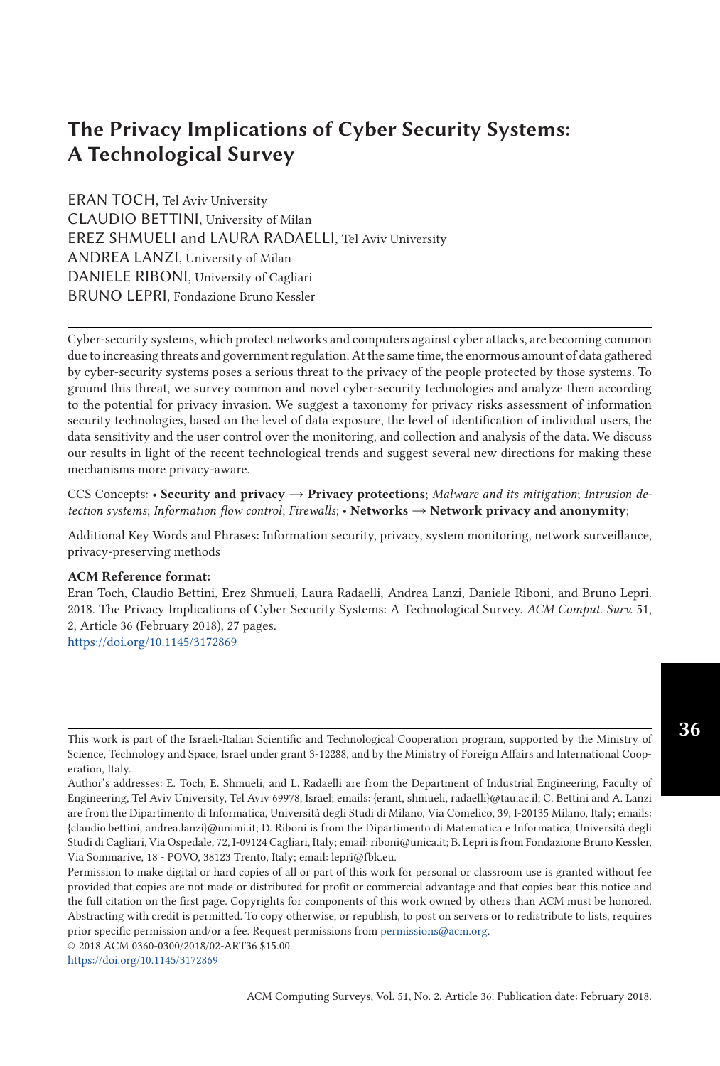# The Privacy Implications of Cyber Security Systems: A Technological Survey

ERAN TOCH, Tel Aviv University
CLAUDIO BETTINI, University of Milan
EREZ SHMUELI and LAURA RADAELLI, Tel Aviv University
ANDREA LANZI, University of Milan
DANIELE RIBONI, University of Cagliari
BRUNO LEPRI, Fondazione Bruno Kessler

Cyber-security systems, which protect networks and computers against cyber attacks, are becoming common due to increasing threats and government regulation. At the same time, the enormous amount of data gathered by cyber-security systems poses a serious threat to the privacy of the people protected by those systems. To ground this threat, we survey common and novel cyber-security technologies and analyze them according to the potential for privacy invasion. We suggest a taxonomy for privacy risks assessment of information security technologies, based on the level of data exposure, the level of identification of individual users, the data sensitivity and the user control over the monitoring, and collection and analysis of the data. We discuss our results in light of the recent technological trends and suggest several new directions for making these mechanisms more privacy-aware.

CCS Concepts: • **Security and privacy** → **Privacy protections**; *Malware and its mitigation*; *Intrusion detection systems*; *Information flow control*; *Firewalls*; • **Networks** → **Network privacy and anonymity**;

Additional Key Words and Phrases: Information security, privacy, system monitoring, network surveillance, privacy-preserving methods

**ACM Reference format:**
Eran Toch, Claudio Bettini, Erez Shmueli, Laura Radaelli, Andrea Lanzi, Daniele Riboni, and Bruno Lepri. 2018. The Privacy Implications of Cyber Security Systems: A Technological Survey. *ACM Comput. Surv.* 51, 2, Article 36 (February 2018), 27 pages.
https://doi.org/10.1145/3172869

---

This work is part of the Israeli-Italian Scientific and Technological Cooperation program, supported by the Ministry of Science, Technology and Space, Israel under grant 3-12288, and by the Ministry of Foreign Affairs and International Cooperation, Italy.

Author's addresses: E. Toch, E. Shmueli, and L. Radaelli are from the Department of Industrial Engineering, Faculty of Engineering, Tel Aviv University, Tel Aviv 69978, Israel; emails: {erant, shmueli, radaelli}@tau.ac.il; C. Bettini and A. Lanzi are from the Dipartimento di Informatica, Università degli Studi di Milano, Via Comelico, 39, I-20135 Milano, Italy; emails: {claudio.bettini, andrea.lanzi}@unimi.it; D. Riboni is from the Dipartimento di Matematica e Informatica, Università degli Studi di Cagliari, Via Ospedale, 72, I-09124 Cagliari, Italy; email: riboni@unica.it; B. Lepri is from Fondazione Bruno Kessler, Via Sommarive, 18 - POVO, 38123 Trento, Italy; email: lepri@fbk.eu.

Permission to make digital or hard copies of all or part of this work for personal or classroom use is granted without fee provided that copies are not made or distributed for profit or commercial advantage and that copies bear this notice and the full citation on the first page. Copyrights for components of this work owned by others than ACM must be honored. Abstracting with credit is permitted. To copy otherwise, or republish, to post on servers or to redistribute to lists, requires prior specific permission and/or a fee. Request permissions from permissions@acm.org.

© 2018 ACM 0360-0300/2018/02-ART36 $15.00
https://doi.org/10.1145/3172869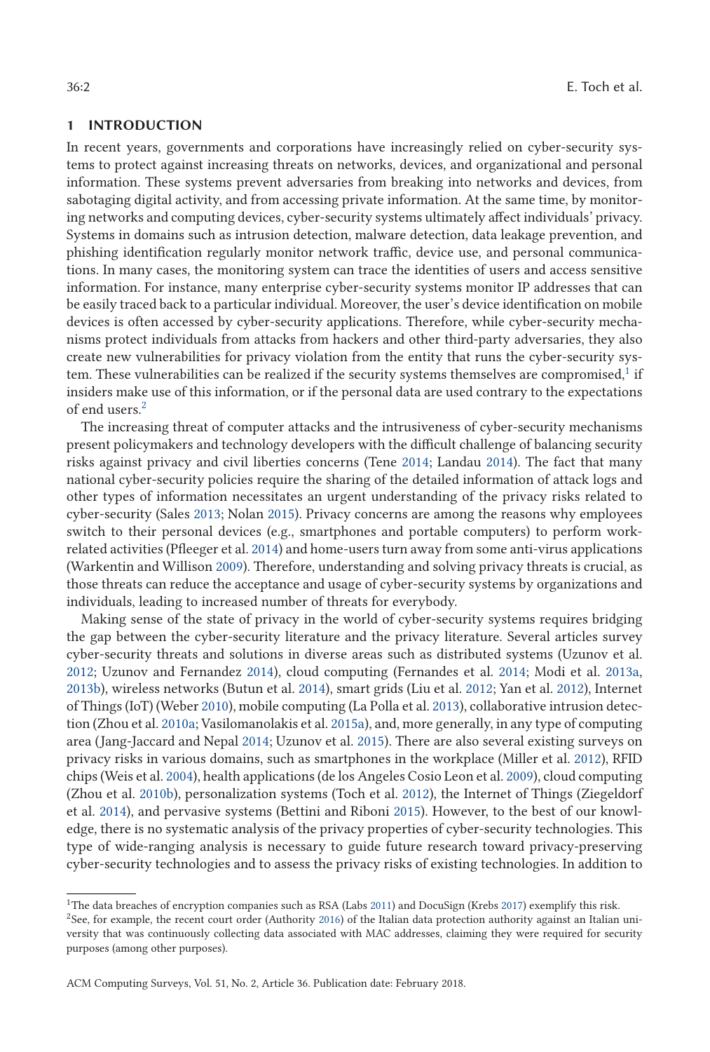## 1 INTRODUCTION

In recent years, governments and corporations have increasingly relied on cyber-security systems to protect against increasing threats on networks, devices, and organizational and personal information. These systems prevent adversaries from breaking into networks and devices, from sabotaging digital activity, and from accessing private information. At the same time, by monitoring networks and computing devices, cyber-security systems ultimately affect individuals' privacy. Systems in domains such as intrusion detection, malware detection, data leakage prevention, and phishing identification regularly monitor network traffic, device use, and personal communications. In many cases, the monitoring system can trace the identities of users and access sensitive information. For instance, many enterprise cyber-security systems monitor IP addresses that can be easily traced back to a particular individual. Moreover, the user's device identification on mobile devices is often accessed by cyber-security applications. Therefore, while cyber-security mechanisms protect individuals from attacks from hackers and other third-party adversaries, they also create new vulnerabilities for privacy violation from the entity that runs the cyber-security system. These vulnerabilities can be realized if the security systems themselves are compromised,[1] if insiders make use of this information, or if the personal data are used contrary to the expectations of end users.[2]

The increasing threat of computer attacks and the intrusiveness of cyber-security mechanisms present policymakers and technology developers with the difficult challenge of balancing security risks against privacy and civil liberties concerns (Tene 2014; Landau 2014). The fact that many national cyber-security policies require the sharing of the detailed information of attack logs and other types of information necessitates an urgent understanding of the privacy risks related to cyber-security (Sales 2013; Nolan 2015). Privacy concerns are among the reasons why employees switch to their personal devices (e.g., smartphones and portable computers) to perform work-related activities (Pfleeger et al. 2014) and home-users turn away from some anti-virus applications (Warkentin and Willison 2009). Therefore, understanding and solving privacy threats is crucial, as those threats can reduce the acceptance and usage of cyber-security systems by organizations and individuals, leading to increased number of threats for everybody.

Making sense of the state of privacy in the world of cyber-security systems requires bridging the gap between the cyber-security literature and the privacy literature. Several articles survey cyber-security threats and solutions in diverse areas such as distributed systems (Uzunov et al. 2012; Uzunov and Fernandez 2014), cloud computing (Fernandes et al. 2014; Modi et al. 2013a, 2013b), wireless networks (Butun et al. 2014), smart grids (Liu et al. 2012; Yan et al. 2012), Internet of Things (IoT) (Weber 2010), mobile computing (La Polla et al. 2013), collaborative intrusion detection (Zhou et al. 2010a; Vasilomanolakis et al. 2015a), and, more generally, in any type of computing area (Jang-Jaccard and Nepal 2014; Uzunov et al. 2015). There are also several existing surveys on privacy risks in various domains, such as smartphones in the workplace (Miller et al. 2012), RFID chips (Weis et al. 2004), health applications (de los Angeles Cosio Leon et al. 2009), cloud computing (Zhou et al. 2010b), personalization systems (Toch et al. 2012), the Internet of Things (Ziegeldorf et al. 2014), and pervasive systems (Bettini and Riboni 2015). However, to the best of our knowledge, there is no systematic analysis of the privacy properties of cyber-security technologies. This type of wide-ranging analysis is necessary to guide future research toward privacy-preserving cyber-security technologies and to assess the privacy risks of existing technologies. In addition to

---

[1] The data breaches of encryption companies such as RSA (Labs 2011) and DocuSign (Krebs 2017) exemplify this risk.

[2] See, for example, the recent court order (Authority 2016) of the Italian data protection authority against an Italian university that was continuously collecting data associated with MAC addresses, claiming they were required for security purposes (among other purposes).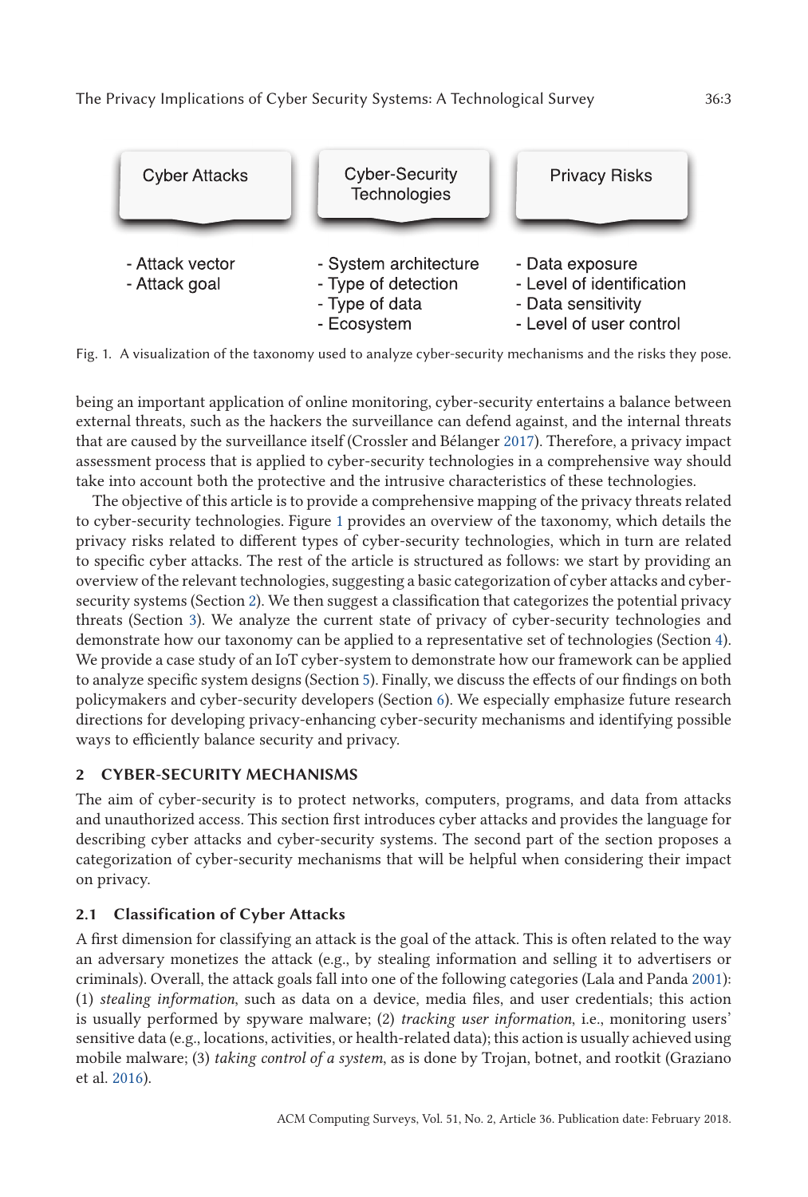| Cyber Attacks | Cyber-Security Technologies | Privacy Risks |
| --- | --- | --- |
| - Attack vector | - System architecture | - Data exposure |
| - Attack goal | - Type of detection | - Level of identification |
| | - Type of data | - Data sensitivity |
| | - Ecosystem | - Level of user control |

Fig. 1. A visualization of the taxonomy used to analyze cyber-security mechanisms and the risks they pose.

being an important application of online monitoring, cyber-security entertains a balance between external threats, such as the hackers the surveillance can defend against, and the internal threats that are caused by the surveillance itself (Crossler and Bélanger 2017). Therefore, a privacy impact assessment process that is applied to cyber-security technologies in a comprehensive way should take into account both the protective and the intrusive characteristics of these technologies.

The objective of this article is to provide a comprehensive mapping of the privacy threats related to cyber-security technologies. Figure 1 provides an overview of the taxonomy, which details the privacy risks related to different types of cyber-security technologies, which in turn are related to specific cyber attacks. The rest of the article is structured as follows: we start by providing an overview of the relevant technologies, suggesting a basic categorization of cyber attacks and cyber-security systems (Section 2). We then suggest a classification that categorizes the potential privacy threats (Section 3). We analyze the current state of privacy of cyber-security technologies and demonstrate how our taxonomy can be applied to a representative set of technologies (Section 4). We provide a case study of an IoT cyber-system to demonstrate how our framework can be applied to analyze specific system designs (Section 5). Finally, we discuss the effects of our findings on both policymakers and cyber-security developers (Section 6). We especially emphasize future research directions for developing privacy-enhancing cyber-security mechanisms and identifying possible ways to efficiently balance security and privacy.

## 2 CYBER-SECURITY MECHANISMS

The aim of cyber-security is to protect networks, computers, programs, and data from attacks and unauthorized access. This section first introduces cyber attacks and provides the language for describing cyber attacks and cyber-security systems. The second part of the section proposes a categorization of cyber-security mechanisms that will be helpful when considering their impact on privacy.

### 2.1 Classification of Cyber Attacks

A first dimension for classifying an attack is the goal of the attack. This is often related to the way an adversary monetizes the attack (e.g., by stealing information and selling it to advertisers or criminals). Overall, the attack goals fall into one of the following categories (Lala and Panda 2001): (1) *stealing information*, such as data on a device, media files, and user credentials; this action is usually performed by spyware malware; (2) *tracking user information*, i.e., monitoring users' sensitive data (e.g., locations, activities, or health-related data); this action is usually achieved using mobile malware; (3) *taking control of a system*, as is done by Trojan, botnet, and rootkit (Graziano et al. 2016).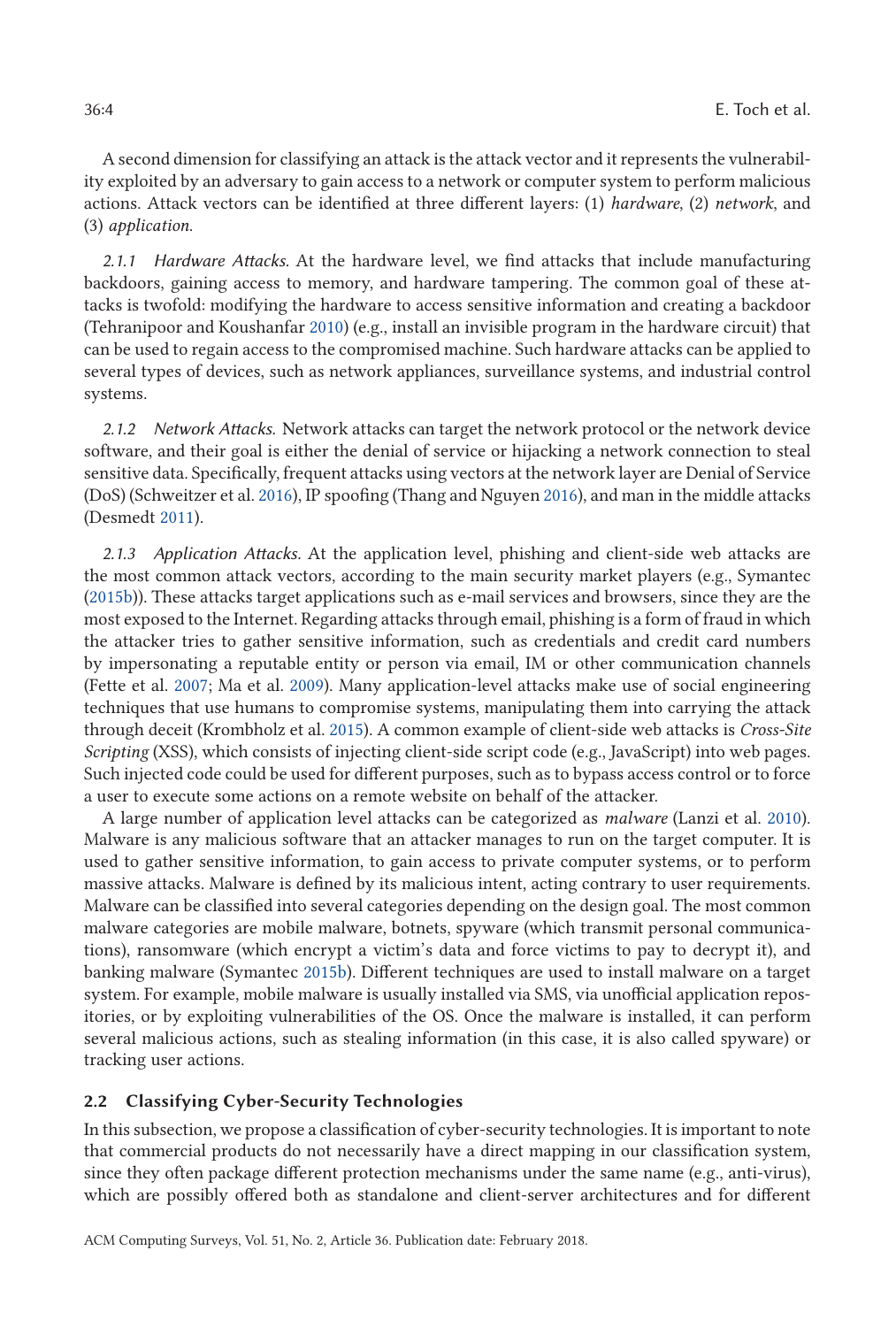A second dimension for classifying an attack is the attack vector and it represents the vulnerability exploited by an adversary to gain access to a network or computer system to perform malicious actions. Attack vectors can be identified at three different layers: (1) *hardware*, (2) *network*, and (3) *application*.

#### 2.1.1 *Hardware Attacks.*

At the hardware level, we find attacks that include manufacturing backdoors, gaining access to memory, and hardware tampering. The common goal of these attacks is twofold: modifying the hardware to access sensitive information and creating a backdoor (Tehranipoor and Koushanfar 2010) (e.g., install an invisible program in the hardware circuit) that can be used to regain access to the compromised machine. Such hardware attacks can be applied to several types of devices, such as network appliances, surveillance systems, and industrial control systems.

#### 2.1.2 *Network Attacks.*

Network attacks can target the network protocol or the network device software, and their goal is either the denial of service or hijacking a network connection to steal sensitive data. Specifically, frequent attacks using vectors at the network layer are Denial of Service (DoS) (Schweitzer et al. 2016), IP spoofing (Thang and Nguyen 2016), and man in the middle attacks (Desmedt 2011).

#### 2.1.3 *Application Attacks.*

At the application level, phishing and client-side web attacks are the most common attack vectors, according to the main security market players (e.g., Symantec (2015b)). These attacks target applications such as e-mail services and browsers, since they are the most exposed to the Internet. Regarding attacks through email, phishing is a form of fraud in which the attacker tries to gather sensitive information, such as credentials and credit card numbers by impersonating a reputable entity or person via email, IM or other communication channels (Fette et al. 2007; Ma et al. 2009). Many application-level attacks make use of social engineering techniques that use humans to compromise systems, manipulating them into carrying the attack through deceit (Krombholz et al. 2015). A common example of client-side web attacks is *Cross-Site Scripting* (XSS), which consists of injecting client-side script code (e.g., JavaScript) into web pages. Such injected code could be used for different purposes, such as to bypass access control or to force a user to execute some actions on a remote website on behalf of the attacker.

A large number of application level attacks can be categorized as *malware* (Lanzi et al. 2010). Malware is any malicious software that an attacker manages to run on the target computer. It is used to gather sensitive information, to gain access to private computer systems, or to perform massive attacks. Malware is defined by its malicious intent, acting contrary to user requirements. Malware can be classified into several categories depending on the design goal. The most common malware categories are mobile malware, botnets, spyware (which transmit personal communications), ransomware (which encrypt a victim's data and force victims to pay to decrypt it), and banking malware (Symantec 2015b). Different techniques are used to install malware on a target system. For example, mobile malware is usually installed via SMS, via unofficial application repositories, or by exploiting vulnerabilities of the OS. Once the malware is installed, it can perform several malicious actions, such as stealing information (in this case, it is also called spyware) or tracking user actions.

### 2.2 Classifying Cyber-Security Technologies

In this subsection, we propose a classification of cyber-security technologies. It is important to note that commercial products do not necessarily have a direct mapping in our classification system, since they often package different protection mechanisms under the same name (e.g., anti-virus), which are possibly offered both as standalone and client-server architectures and for different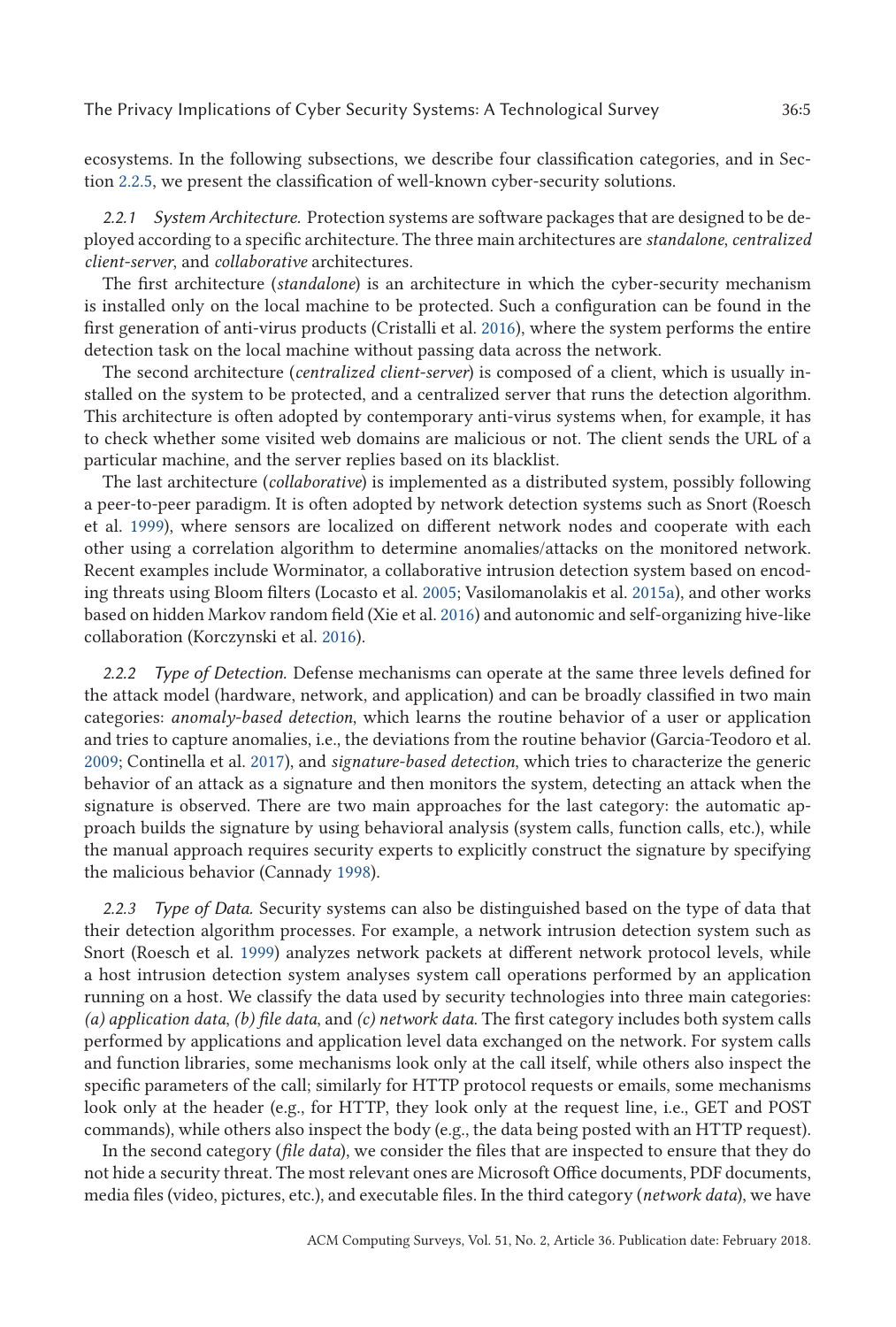ecosystems. In the following subsections, we describe four classification categories, and in Section 2.2.5, we present the classification of well-known cyber-security solutions.

#### 2.2.1 System Architecture.

Protection systems are software packages that are designed to be deployed according to a specific architecture. The three main architectures are *standalone*, *centralized client-server*, and *collaborative* architectures.

The first architecture (*standalone*) is an architecture in which the cyber-security mechanism is installed only on the local machine to be protected. Such a configuration can be found in the first generation of anti-virus products (Cristalli et al. 2016), where the system performs the entire detection task on the local machine without passing data across the network.

The second architecture (*centralized client-server*) is composed of a client, which is usually installed on the system to be protected, and a centralized server that runs the detection algorithm. This architecture is often adopted by contemporary anti-virus systems when, for example, it has to check whether some visited web domains are malicious or not. The client sends the URL of a particular machine, and the server replies based on its blacklist.

The last architecture (*collaborative*) is implemented as a distributed system, possibly following a peer-to-peer paradigm. It is often adopted by network detection systems such as Snort (Roesch et al. 1999), where sensors are localized on different network nodes and cooperate with each other using a correlation algorithm to determine anomalies/attacks on the monitored network. Recent examples include Worminator, a collaborative intrusion detection system based on encoding threats using Bloom filters (Locasto et al. 2005; Vasilomanolakis et al. 2015a), and other works based on hidden Markov random field (Xie et al. 2016) and autonomic and self-organizing hive-like collaboration (Korczynski et al. 2016).

#### 2.2.2 Type of Detection.

Defense mechanisms can operate at the same three levels defined for the attack model (hardware, network, and application) and can be broadly classified in two main categories: *anomaly-based detection*, which learns the routine behavior of a user or application and tries to capture anomalies, i.e., the deviations from the routine behavior (Garcia-Teodoro et al. 2009; Continella et al. 2017), and *signature-based detection*, which tries to characterize the generic behavior of an attack as a signature and then monitors the system, detecting an attack when the signature is observed. There are two main approaches for the last category: the automatic approach builds the signature by using behavioral analysis (system calls, function calls, etc.), while the manual approach requires security experts to explicitly construct the signature by specifying the malicious behavior (Cannady 1998).

#### 2.2.3 Type of Data.

Security systems can also be distinguished based on the type of data that their detection algorithm processes. For example, a network intrusion detection system such as Snort (Roesch et al. 1999) analyzes network packets at different network protocol levels, while a host intrusion detection system analyses system call operations performed by an application running on a host. We classify the data used by security technologies into three main categories: *(a) application data*, *(b) file data*, and *(c) network data*. The first category includes both system calls performed by applications and application level data exchanged on the network. For system calls and function libraries, some mechanisms look only at the call itself, while others also inspect the specific parameters of the call; similarly for HTTP protocol requests or emails, some mechanisms look only at the header (e.g., for HTTP, they look only at the request line, i.e., GET and POST commands), while others also inspect the body (e.g., the data being posted with an HTTP request).

In the second category (*file data*), we consider the files that are inspected to ensure that they do not hide a security threat. The most relevant ones are Microsoft Office documents, PDF documents, media files (video, pictures, etc.), and executable files. In the third category (*network data*), we have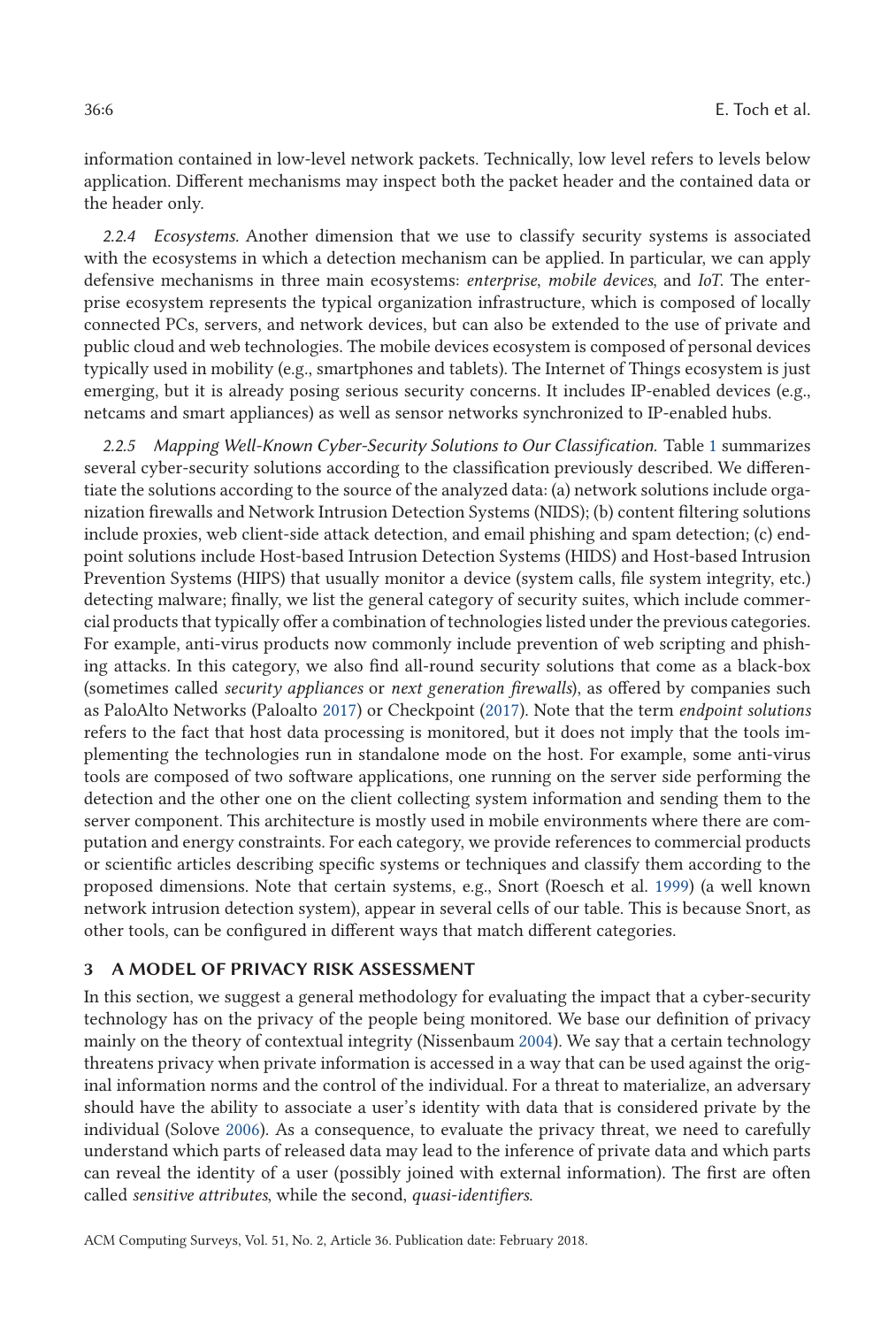information contained in low-level network packets. Technically, low level refers to levels below application. Different mechanisms may inspect both the packet header and the contained data or the header only.

*2.2.4 Ecosystems.* Another dimension that we use to classify security systems is associated with the ecosystems in which a detection mechanism can be applied. In particular, we can apply defensive mechanisms in three main ecosystems: *enterprise*, *mobile devices*, and *IoT*. The enterprise ecosystem represents the typical organization infrastructure, which is composed of locally connected PCs, servers, and network devices, but can also be extended to the use of private and public cloud and web technologies. The mobile devices ecosystem is composed of personal devices typically used in mobility (e.g., smartphones and tablets). The Internet of Things ecosystem is just emerging, but it is already posing serious security concerns. It includes IP-enabled devices (e.g., netcams and smart appliances) as well as sensor networks synchronized to IP-enabled hubs.

*2.2.5 Mapping Well-Known Cyber-Security Solutions to Our Classification.* Table 1 summarizes several cyber-security solutions according to the classification previously described. We differentiate the solutions according to the source of the analyzed data: (a) network solutions include organization firewalls and Network Intrusion Detection Systems (NIDS); (b) content filtering solutions include proxies, web client-side attack detection, and email phishing and spam detection; (c) endpoint solutions include Host-based Intrusion Detection Systems (HIDS) and Host-based Intrusion Prevention Systems (HIPS) that usually monitor a device (system calls, file system integrity, etc.) detecting malware; finally, we list the general category of security suites, which include commercial products that typically offer a combination of technologies listed under the previous categories. For example, anti-virus products now commonly include prevention of web scripting and phishing attacks. In this category, we also find all-round security solutions that come as a black-box (sometimes called *security appliances* or *next generation firewalls*), as offered by companies such as PaloAlto Networks (Paloalto 2017) or Checkpoint (2017). Note that the term *endpoint solutions* refers to the fact that host data processing is monitored, but it does not imply that the tools implementing the technologies run in standalone mode on the host. For example, some anti-virus tools are composed of two software applications, one running on the server side performing the detection and the other one on the client collecting system information and sending them to the server component. This architecture is mostly used in mobile environments where there are computation and energy constraints. For each category, we provide references to commercial products or scientific articles describing specific systems or techniques and classify them according to the proposed dimensions. Note that certain systems, e.g., Snort (Roesch et al. 1999) (a well known network intrusion detection system), appear in several cells of our table. This is because Snort, as other tools, can be configured in different ways that match different categories.

## 3 A MODEL OF PRIVACY RISK ASSESSMENT

In this section, we suggest a general methodology for evaluating the impact that a cyber-security technology has on the privacy of the people being monitored. We base our definition of privacy mainly on the theory of contextual integrity (Nissenbaum 2004). We say that a certain technology threatens privacy when private information is accessed in a way that can be used against the original information norms and the control of the individual. For a threat to materialize, an adversary should have the ability to associate a user's identity with data that is considered private by the individual (Solove 2006). As a consequence, to evaluate the privacy threat, we need to carefully understand which parts of released data may lead to the inference of private data and which parts can reveal the identity of a user (possibly joined with external information). The first are often called *sensitive attributes*, while the second, *quasi-identifiers*.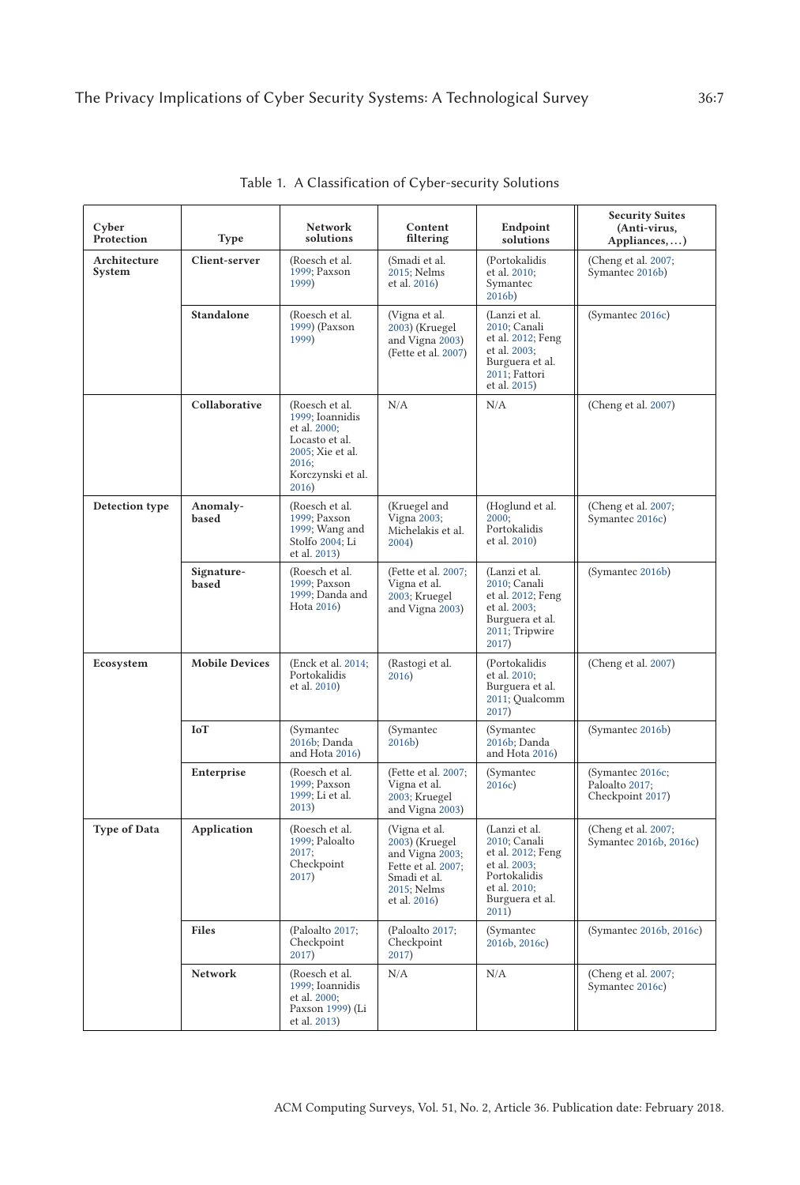Table 1. A Classification of Cyber-security Solutions

| Cyber Protection | Type | Network solutions | Content filtering | Endpoint solutions | Security Suites (Anti-virus, Appliances, ...) |
|---|---|---|---|---|---|
| Architecture System | Client-server | (Roesch et al. 1999; Paxson 1999) | (Smadi et al. 2015; Nelms et al. 2016) | (Portokalidis et al. 2010; Symantec 2016b) | (Cheng et al. 2007; Symantec 2016b) |
| | Standalone | (Roesch et al. 1999) (Paxson 1999) | (Vigna et al. 2003) (Kruegel and Vigna 2003) (Fette et al. 2007) | (Lanzi et al. 2010; Canali et al. 2012; Feng et al. 2003; Burguera et al. 2011; Fattori et al. 2015) | (Symantec 2016c) |
| | Collaborative | (Roesch et al. 1999; Ioannidis et al. 2000; Locasto et al. 2005; Xie et al. 2016; Korczynski et al. 2016) | N/A | N/A | (Cheng et al. 2007) |
| Detection type | Anomaly-based | (Roesch et al. 1999; Paxson 1999; Wang and Stolfo 2004; Li et al. 2013) | (Kruegel and Vigna 2003; Michelakis et al. 2004) | (Hoglund et al. 2000; Portokalidis et al. 2010) | (Cheng et al. 2007; Symantec 2016c) |
| | Signature-based | (Roesch et al. 1999; Paxson 1999; Danda and Hota 2016) | (Fette et al. 2007; Vigna et al. 2003; Kruegel and Vigna 2003) | (Lanzi et al. 2010; Canali et al. 2012; Feng et al. 2003; Burguera et al. 2011; Tripwire 2017) | (Symantec 2016b) |
| Ecosystem | Mobile Devices | (Enck et al. 2014; Portokalidis et al. 2010) | (Rastogi et al. 2016) | (Portokalidis et al. 2010; Burguera et al. 2011; Qualcomm 2017) | (Cheng et al. 2007) |
| | IoT | (Symantec 2016b; Danda and Hota 2016) | (Symantec 2016b) | (Symantec 2016b; Danda and Hota 2016) | (Symantec 2016b) |
| | Enterprise | (Roesch et al. 1999; Paxson 1999; Li et al. 2013) | (Fette et al. 2007; Vigna et al. 2003; Kruegel and Vigna 2003) | (Symantec 2016c) | (Symantec 2016c; Paloalto 2017; Checkpoint 2017) |
| Type of Data | Application | (Roesch et al. 1999; Paloalto 2017; Checkpoint 2017) | (Vigna et al. 2003) (Kruegel and Vigna 2003; Fette et al. 2007; Smadi et al. 2015; Nelms et al. 2016) | (Lanzi et al. 2010; Canali et al. 2012; Feng et al. 2003; Portokalidis et al. 2010; Burguera et al. 2011) | (Cheng et al. 2007; Symantec 2016b, 2016c) |
| | Files | (Paloalto 2017; Checkpoint 2017) | (Paloalto 2017; Checkpoint 2017) | (Symantec 2016b, 2016c) | (Symantec 2016b, 2016c) |
| | Network | (Roesch et al. 1999; Ioannidis et al. 2000; Paxson 1999) (Li et al. 2013) | N/A | N/A | (Cheng et al. 2007; Symantec 2016c) |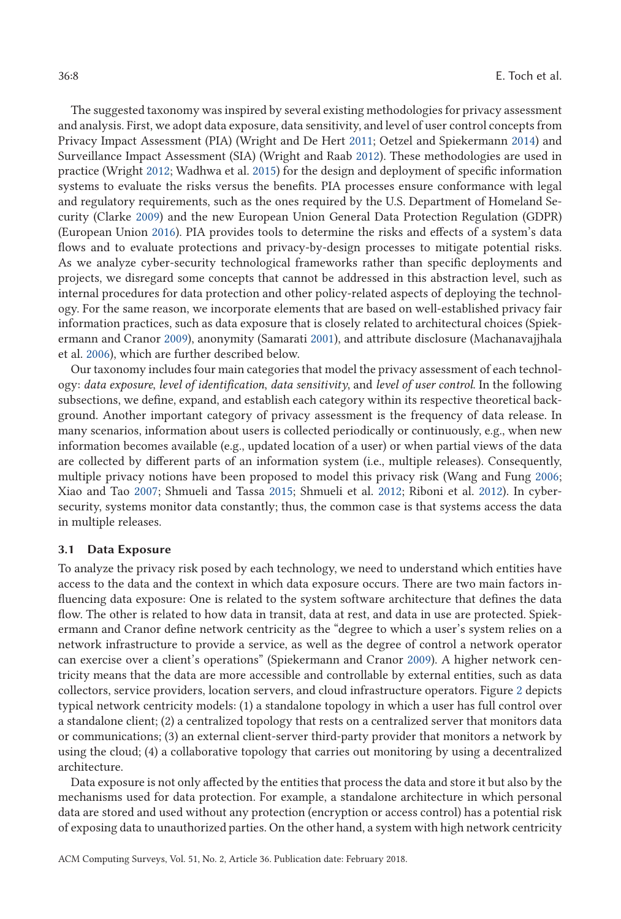The suggested taxonomy was inspired by several existing methodologies for privacy assessment and analysis. First, we adopt data exposure, data sensitivity, and level of user control concepts from Privacy Impact Assessment (PIA) (Wright and De Hert 2011; Oetzel and Spiekermann 2014) and Surveillance Impact Assessment (SIA) (Wright and Raab 2012). These methodologies are used in practice (Wright 2012; Wadhwa et al. 2015) for the design and deployment of specific information systems to evaluate the risks versus the benefits. PIA processes ensure conformance with legal and regulatory requirements, such as the ones required by the U.S. Department of Homeland Security (Clarke 2009) and the new European Union General Data Protection Regulation (GDPR) (European Union 2016). PIA provides tools to determine the risks and effects of a system's data flows and to evaluate protections and privacy-by-design processes to mitigate potential risks. As we analyze cyber-security technological frameworks rather than specific deployments and projects, we disregard some concepts that cannot be addressed in this abstraction level, such as internal procedures for data protection and other policy-related aspects of deploying the technology. For the same reason, we incorporate elements that are based on well-established privacy fair information practices, such as data exposure that is closely related to architectural choices (Spiekermann and Cranor 2009), anonymity (Samarati 2001), and attribute disclosure (Machanavajjhala et al. 2006), which are further described below.

Our taxonomy includes four main categories that model the privacy assessment of each technology: *data exposure*, *level of identification*, *data sensitivity*, and *level of user control*. In the following subsections, we define, expand, and establish each category within its respective theoretical background. Another important category of privacy assessment is the frequency of data release. In many scenarios, information about users is collected periodically or continuously, e.g., when new information becomes available (e.g., updated location of a user) or when partial views of the data are collected by different parts of an information system (i.e., multiple releases). Consequently, multiple privacy notions have been proposed to model this privacy risk (Wang and Fung 2006; Xiao and Tao 2007; Shmueli and Tassa 2015; Shmueli et al. 2012; Riboni et al. 2012). In cyber-security, systems monitor data constantly; thus, the common case is that systems access the data in multiple releases.

### 3.1 Data Exposure

To analyze the privacy risk posed by each technology, we need to understand which entities have access to the data and the context in which data exposure occurs. There are two main factors influencing data exposure: One is related to the system software architecture that defines the data flow. The other is related to how data in transit, data at rest, and data in use are protected. Spiekermann and Cranor define network centricity as the "degree to which a user's system relies on a network infrastructure to provide a service, as well as the degree of control a network operator can exercise over a client's operations" (Spiekermann and Cranor 2009). A higher network centricity means that the data are more accessible and controllable by external entities, such as data collectors, service providers, location servers, and cloud infrastructure operators. Figure 2 depicts typical network centricity models: (1) a standalone topology in which a user has full control over a standalone client; (2) a centralized topology that rests on a centralized server that monitors data or communications; (3) an external client-server third-party provider that monitors a network by using the cloud; (4) a collaborative topology that carries out monitoring by using a decentralized architecture.

Data exposure is not only affected by the entities that process the data and store it but also by the mechanisms used for data protection. For example, a standalone architecture in which personal data are stored and used without any protection (encryption or access control) has a potential risk of exposing data to unauthorized parties. On the other hand, a system with high network centricity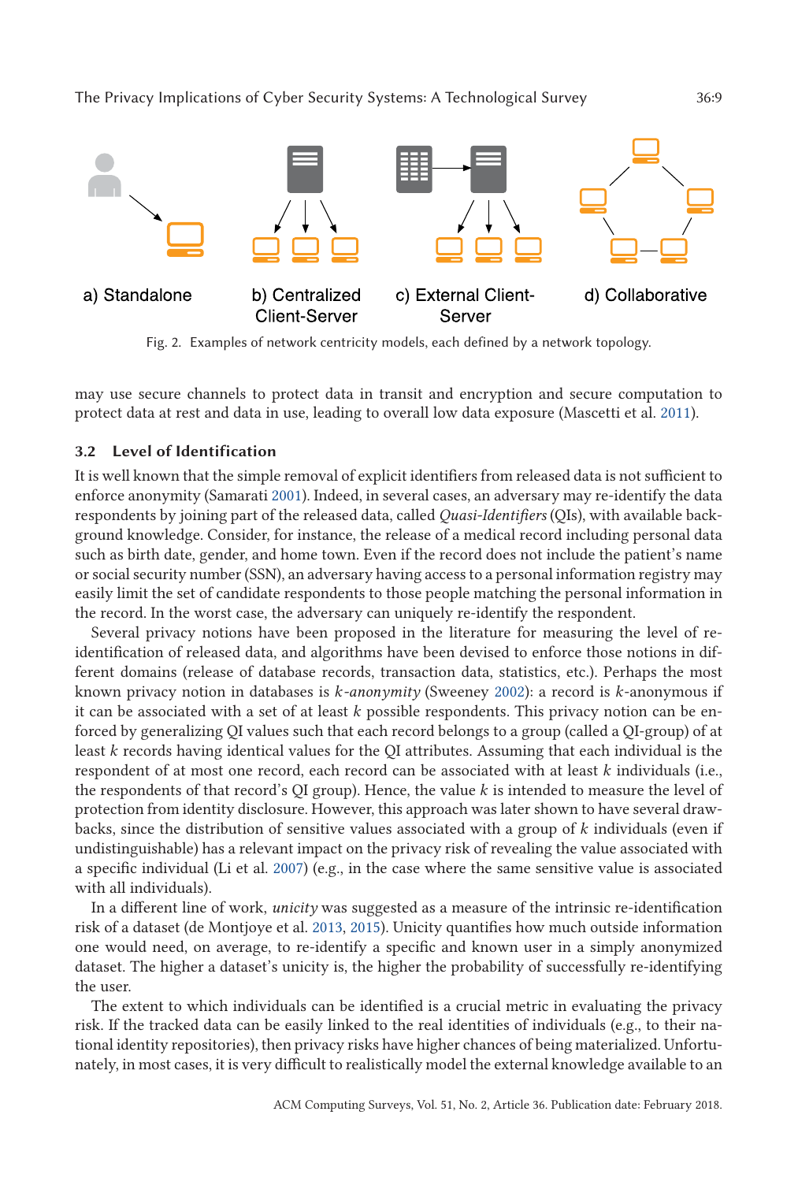a) Standalone

b) Centralized Client-Server

c) External Client-Server

d) Collaborative

Fig. 2. Examples of network centricity models, each defined by a network topology.

may use secure channels to protect data in transit and encryption and secure computation to protect data at rest and data in use, leading to overall low data exposure (Mascetti et al. 2011).

### 3.2 Level of Identification

It is well known that the simple removal of explicit identifiers from released data is not sufficient to enforce anonymity (Samarati 2001). Indeed, in several cases, an adversary may re-identify the data respondents by joining part of the released data, called *Quasi-Identifiers* (QIs), with available background knowledge. Consider, for instance, the release of a medical record including personal data such as birth date, gender, and home town. Even if the record does not include the patient's name or social security number (SSN), an adversary having access to a personal information registry may easily limit the set of candidate respondents to those people matching the personal information in the record. In the worst case, the adversary can uniquely re-identify the respondent.

Several privacy notions have been proposed in the literature for measuring the level of re-identification of released data, and algorithms have been devised to enforce those notions in different domains (release of database records, transaction data, statistics, etc.). Perhaps the most known privacy notion in databases is $k$-*anonymity* (Sweeney 2002): a record is $k$-anonymous if it can be associated with a set of at least $k$ possible respondents. This privacy notion can be enforced by generalizing QI values such that each record belongs to a group (called a QI-group) of at least $k$ records having identical values for the QI attributes. Assuming that each individual is the respondent of at most one record, each record can be associated with at least $k$ individuals (i.e., the respondents of that record's QI group). Hence, the value $k$ is intended to measure the level of protection from identity disclosure. However, this approach was later shown to have several drawbacks, since the distribution of sensitive values associated with a group of $k$ individuals (even if undistinguishable) has a relevant impact on the privacy risk of revealing the value associated with a specific individual (Li et al. 2007) (e.g., in the case where the same sensitive value is associated with all individuals).

In a different line of work, *unicity* was suggested as a measure of the intrinsic re-identification risk of a dataset (de Montjoye et al. 2013, 2015). Unicity quantifies how much outside information one would need, on average, to re-identify a specific and known user in a simply anonymized dataset. The higher a dataset's unicity is, the higher the probability of successfully re-identifying the user.

The extent to which individuals can be identified is a crucial metric in evaluating the privacy risk. If the tracked data can be easily linked to the real identities of individuals (e.g., to their national identity repositories), then privacy risks have higher chances of being materialized. Unfortunately, in most cases, it is very difficult to realistically model the external knowledge available to an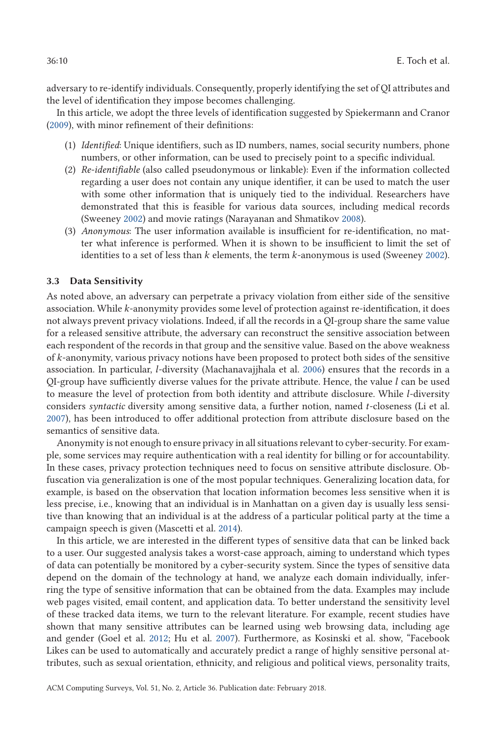adversary to re-identify individuals. Consequently, properly identifying the set of QI attributes and the level of identification they impose becomes challenging.

In this article, we adopt the three levels of identification suggested by Spiekermann and Cranor (2009), with minor refinement of their definitions:

1. *Identified*: Unique identifiers, such as ID numbers, names, social security numbers, phone numbers, or other information, can be used to precisely point to a specific individual.
2. *Re-identifiable* (also called pseudonymous or linkable): Even if the information collected regarding a user does not contain any unique identifier, it can be used to match the user with some other information that is uniquely tied to the individual. Researchers have demonstrated that this is feasible for various data sources, including medical records (Sweeney 2002) and movie ratings (Narayanan and Shmatikov 2008).
3. *Anonymous*: The user information available is insufficient for re-identification, no matter what inference is performed. When it is shown to be insufficient to limit the set of identities to a set of less than $k$ elements, the term $k$-anonymous is used (Sweeney 2002).

### 3.3 Data Sensitivity

As noted above, an adversary can perpetrate a privacy violation from either side of the sensitive association. While $k$-anonymity provides some level of protection against re-identification, it does not always prevent privacy violations. Indeed, if all the records in a QI-group share the same value for a released sensitive attribute, the adversary can reconstruct the sensitive association between each respondent of the records in that group and the sensitive value. Based on the above weakness of $k$-anonymity, various privacy notions have been proposed to protect both sides of the sensitive association. In particular, $l$-diversity (Machanavajjhala et al. 2006) ensures that the records in a QI-group have sufficiently diverse values for the private attribute. Hence, the value $l$ can be used to measure the level of protection from both identity and attribute disclosure. While $l$-diversity considers *syntactic* diversity among sensitive data, a further notion, named $t$-closeness (Li et al. 2007), has been introduced to offer additional protection from attribute disclosure based on the semantics of sensitive data.

Anonymity is not enough to ensure privacy in all situations relevant to cyber-security. For example, some services may require authentication with a real identity for billing or for accountability. In these cases, privacy protection techniques need to focus on sensitive attribute disclosure. Obfuscation via generalization is one of the most popular techniques. Generalizing location data, for example, is based on the observation that location information becomes less sensitive when it is less precise, i.e., knowing that an individual is in Manhattan on a given day is usually less sensitive than knowing that an individual is at the address of a particular political party at the time a campaign speech is given (Mascetti et al. 2014).

In this article, we are interested in the different types of sensitive data that can be linked back to a user. Our suggested analysis takes a worst-case approach, aiming to understand which types of data can potentially be monitored by a cyber-security system. Since the types of sensitive data depend on the domain of the technology at hand, we analyze each domain individually, inferring the type of sensitive information that can be obtained from the data. Examples may include web pages visited, email content, and application data. To better understand the sensitivity level of these tracked data items, we turn to the relevant literature. For example, recent studies have shown that many sensitive attributes can be learned using web browsing data, including age and gender (Goel et al. 2012; Hu et al. 2007). Furthermore, as Kosinski et al. show, "Facebook Likes can be used to automatically and accurately predict a range of highly sensitive personal attributes, such as sexual orientation, ethnicity, and religious and political views, personality traits,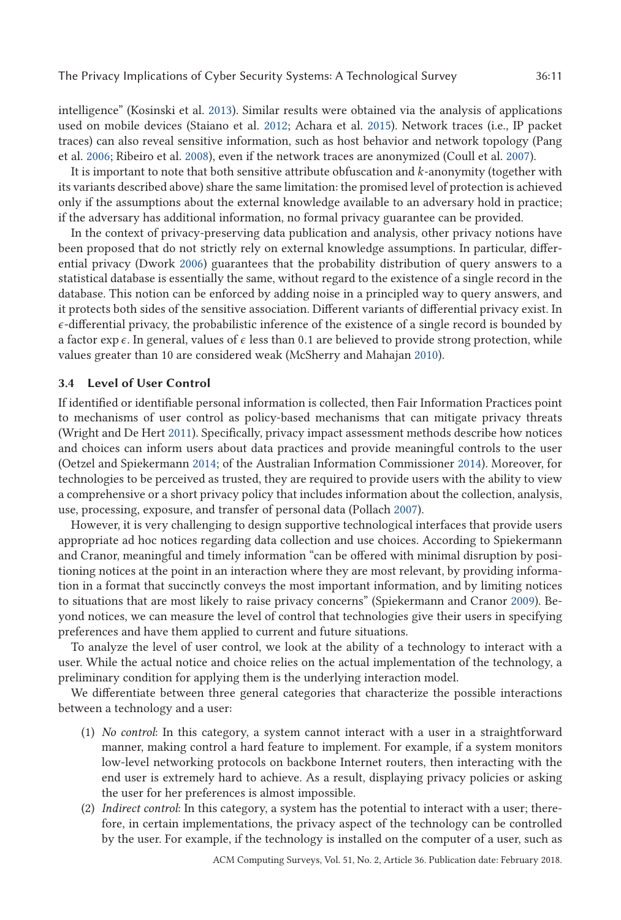intelligence" (Kosinski et al. 2013). Similar results were obtained via the analysis of applications used on mobile devices (Staiano et al. 2012; Achara et al. 2015). Network traces (i.e., IP packet traces) can also reveal sensitive information, such as host behavior and network topology (Pang et al. 2006; Ribeiro et al. 2008), even if the network traces are anonymized (Coull et al. 2007).

It is important to note that both sensitive attribute obfuscation and $k$-anonymity (together with its variants described above) share the same limitation: the promised level of protection is achieved only if the assumptions about the external knowledge available to an adversary hold in practice; if the adversary has additional information, no formal privacy guarantee can be provided.

In the context of privacy-preserving data publication and analysis, other privacy notions have been proposed that do not strictly rely on external knowledge assumptions. In particular, differential privacy (Dwork 2006) guarantees that the probability distribution of query answers to a statistical database is essentially the same, without regard to the existence of a single record in the database. This notion can be enforced by adding noise in a principled way to query answers, and it protects both sides of the sensitive association. Different variants of differential privacy exist. In $\epsilon$-differential privacy, the probabilistic inference of the existence of a single record is bounded by a factor $\exp \epsilon$. In general, values of $\epsilon$ less than 0.1 are believed to provide strong protection, while values greater than 10 are considered weak (McSherry and Mahajan 2010).

### 3.4 Level of User Control

If identified or identifiable personal information is collected, then Fair Information Practices point to mechanisms of user control as policy-based mechanisms that can mitigate privacy threats (Wright and De Hert 2011). Specifically, privacy impact assessment methods describe how notices and choices can inform users about data practices and provide meaningful controls to the user (Oetzel and Spiekermann 2014; of the Australian Information Commissioner 2014). Moreover, for technologies to be perceived as trusted, they are required to provide users with the ability to view a comprehensive or a short privacy policy that includes information about the collection, analysis, use, processing, exposure, and transfer of personal data (Pollach 2007).

However, it is very challenging to design supportive technological interfaces that provide users appropriate ad hoc notices regarding data collection and use choices. According to Spiekermann and Cranor, meaningful and timely information "can be offered with minimal disruption by positioning notices at the point in an interaction where they are most relevant, by providing information in a format that succinctly conveys the most important information, and by limiting notices to situations that are most likely to raise privacy concerns" (Spiekermann and Cranor 2009). Beyond notices, we can measure the level of control that technologies give their users in specifying preferences and have them applied to current and future situations.

To analyze the level of user control, we look at the ability of a technology to interact with a user. While the actual notice and choice relies on the actual implementation of the technology, a preliminary condition for applying them is the underlying interaction model.

We differentiate between three general categories that characterize the possible interactions between a technology and a user:

(1) *No control*: In this category, a system cannot interact with a user in a straightforward manner, making control a hard feature to implement. For example, if a system monitors low-level networking protocols on backbone Internet routers, then interacting with the end user is extremely hard to achieve. As a result, displaying privacy policies or asking the user for her preferences is almost impossible.

(2) *Indirect control*: In this category, a system has the potential to interact with a user; therefore, in certain implementations, the privacy aspect of the technology can be controlled by the user. For example, if the technology is installed on the computer of a user, such as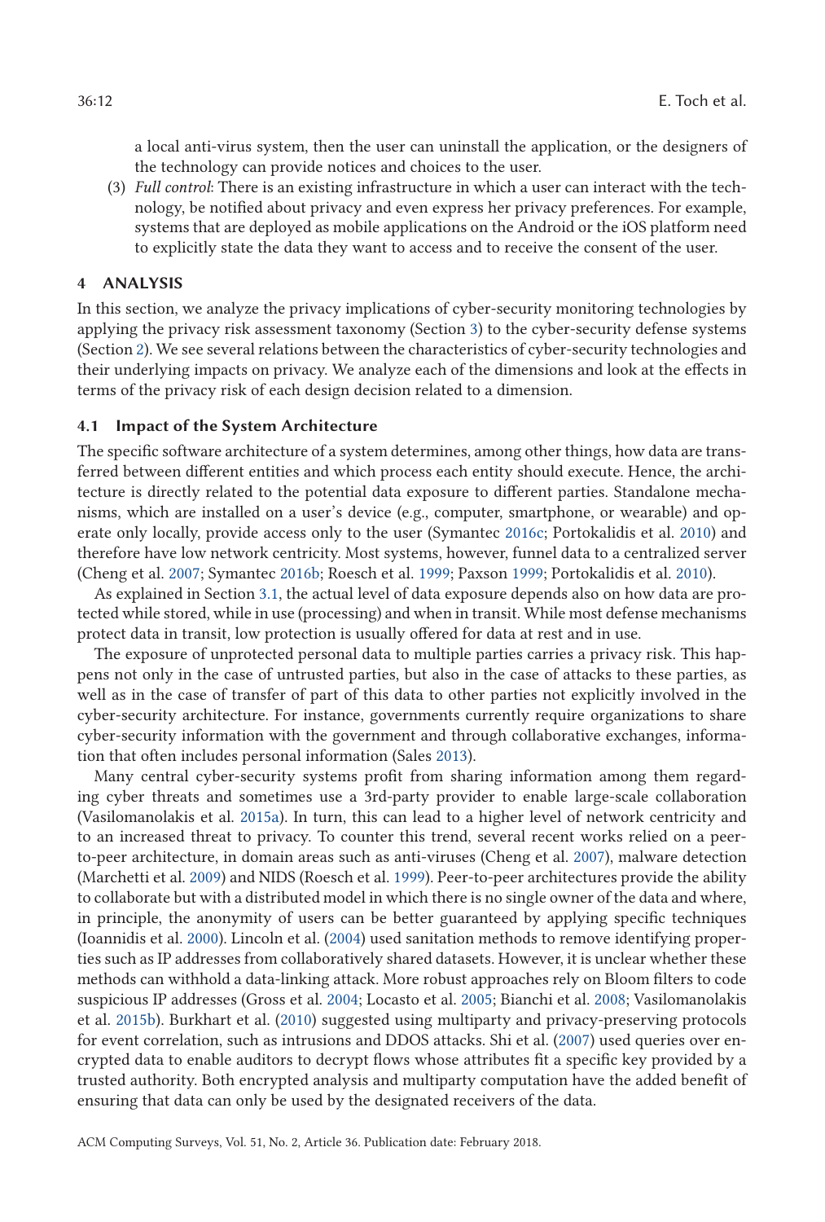a local anti-virus system, then the user can uninstall the application, or the designers of the technology can provide notices and choices to the user.

(3) *Full control*: There is an existing infrastructure in which a user can interact with the technology, be notified about privacy and even express her privacy preferences. For example, systems that are deployed as mobile applications on the Android or the iOS platform need to explicitly state the data they want to access and to receive the consent of the user.

## 4 ANALYSIS

In this section, we analyze the privacy implications of cyber-security monitoring technologies by applying the privacy risk assessment taxonomy (Section 3) to the cyber-security defense systems (Section 2). We see several relations between the characteristics of cyber-security technologies and their underlying impacts on privacy. We analyze each of the dimensions and look at the effects in terms of the privacy risk of each design decision related to a dimension.

### 4.1 Impact of the System Architecture

The specific software architecture of a system determines, among other things, how data are transferred between different entities and which process each entity should execute. Hence, the architecture is directly related to the potential data exposure to different parties. Standalone mechanisms, which are installed on a user's device (e.g., computer, smartphone, or wearable) and operate only locally, provide access only to the user (Symantec 2016c; Portokalidis et al. 2010) and therefore have low network centricity. Most systems, however, funnel data to a centralized server (Cheng et al. 2007; Symantec 2016b; Roesch et al. 1999; Paxson 1999; Portokalidis et al. 2010).

As explained in Section 3.1, the actual level of data exposure depends also on how data are protected while stored, while in use (processing) and when in transit. While most defense mechanisms protect data in transit, low protection is usually offered for data at rest and in use.

The exposure of unprotected personal data to multiple parties carries a privacy risk. This happens not only in the case of untrusted parties, but also in the case of attacks to these parties, as well as in the case of transfer of part of this data to other parties not explicitly involved in the cyber-security architecture. For instance, governments currently require organizations to share cyber-security information with the government and through collaborative exchanges, information that often includes personal information (Sales 2013).

Many central cyber-security systems profit from sharing information among them regarding cyber threats and sometimes use a 3rd-party provider to enable large-scale collaboration (Vasilomanolakis et al. 2015a). In turn, this can lead to a higher level of network centricity and to an increased threat to privacy. To counter this trend, several recent works relied on a peer-to-peer architecture, in domain areas such as anti-viruses (Cheng et al. 2007), malware detection (Marchetti et al. 2009) and NIDS (Roesch et al. 1999). Peer-to-peer architectures provide the ability to collaborate but with a distributed model in which there is no single owner of the data and where, in principle, the anonymity of users can be better guaranteed by applying specific techniques (Ioannidis et al. 2000). Lincoln et al. (2004) used sanitation methods to remove identifying properties such as IP addresses from collaboratively shared datasets. However, it is unclear whether these methods can withhold a data-linking attack. More robust approaches rely on Bloom filters to code suspicious IP addresses (Gross et al. 2004; Locasto et al. 2005; Bianchi et al. 2008; Vasilomanolakis et al. 2015b). Burkhart et al. (2010) suggested using multiparty and privacy-preserving protocols for event correlation, such as intrusions and DDOS attacks. Shi et al. (2007) used queries over encrypted data to enable auditors to decrypt flows whose attributes fit a specific key provided by a trusted authority. Both encrypted analysis and multiparty computation have the added benefit of ensuring that data can only be used by the designated receivers of the data.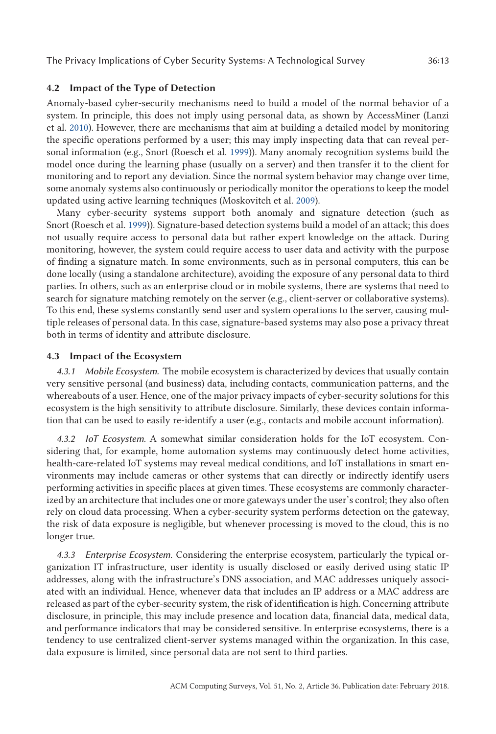### 4.2 Impact of the Type of Detection

Anomaly-based cyber-security mechanisms need to build a model of the normal behavior of a system. In principle, this does not imply using personal data, as shown by AccessMiner (Lanzi et al. 2010). However, there are mechanisms that aim at building a detailed model by monitoring the specific operations performed by a user; this may imply inspecting data that can reveal personal information (e.g., Snort (Roesch et al. 1999)). Many anomaly recognition systems build the model once during the learning phase (usually on a server) and then transfer it to the client for monitoring and to report any deviation. Since the normal system behavior may change over time, some anomaly systems also continuously or periodically monitor the operations to keep the model updated using active learning techniques (Moskovitch et al. 2009).

Many cyber-security systems support both anomaly and signature detection (such as Snort (Roesch et al. 1999)). Signature-based detection systems build a model of an attack; this does not usually require access to personal data but rather expert knowledge on the attack. During monitoring, however, the system could require access to user data and activity with the purpose of finding a signature match. In some environments, such as in personal computers, this can be done locally (using a standalone architecture), avoiding the exposure of any personal data to third parties. In others, such as an enterprise cloud or in mobile systems, there are systems that need to search for signature matching remotely on the server (e.g., client-server or collaborative systems). To this end, these systems constantly send user and system operations to the server, causing multiple releases of personal data. In this case, signature-based systems may also pose a privacy threat both in terms of identity and attribute disclosure.

### 4.3 Impact of the Ecosystem

*4.3.1 Mobile Ecosystem.* The mobile ecosystem is characterized by devices that usually contain very sensitive personal (and business) data, including contacts, communication patterns, and the whereabouts of a user. Hence, one of the major privacy impacts of cyber-security solutions for this ecosystem is the high sensitivity to attribute disclosure. Similarly, these devices contain information that can be used to easily re-identify a user (e.g., contacts and mobile account information).

*4.3.2 IoT Ecosystem.* A somewhat similar consideration holds for the IoT ecosystem. Considering that, for example, home automation systems may continuously detect home activities, health-care-related IoT systems may reveal medical conditions, and IoT installations in smart environments may include cameras or other systems that can directly or indirectly identify users performing activities in specific places at given times. These ecosystems are commonly characterized by an architecture that includes one or more gateways under the user's control; they also often rely on cloud data processing. When a cyber-security system performs detection on the gateway, the risk of data exposure is negligible, but whenever processing is moved to the cloud, this is no longer true.

*4.3.3 Enterprise Ecosystem.* Considering the enterprise ecosystem, particularly the typical organization IT infrastructure, user identity is usually disclosed or easily derived using static IP addresses, along with the infrastructure's DNS association, and MAC addresses uniquely associated with an individual. Hence, whenever data that includes an IP address or a MAC address are released as part of the cyber-security system, the risk of identification is high. Concerning attribute disclosure, in principle, this may include presence and location data, financial data, medical data, and performance indicators that may be considered sensitive. In enterprise ecosystems, there is a tendency to use centralized client-server systems managed within the organization. In this case, data exposure is limited, since personal data are not sent to third parties.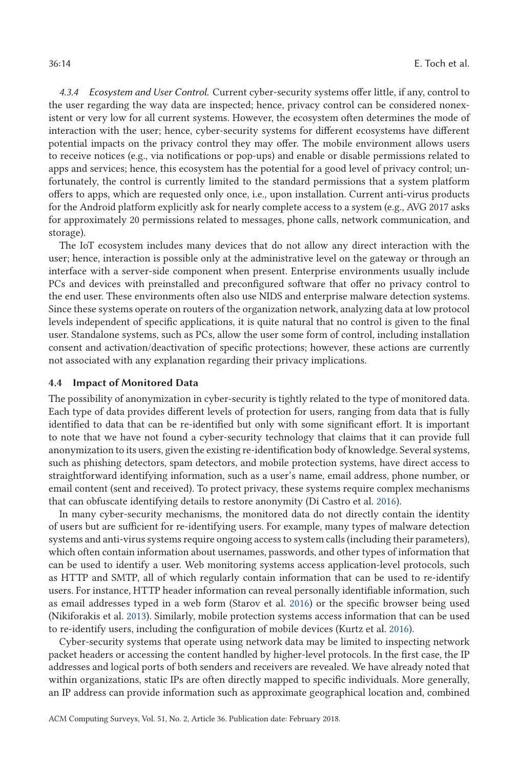*4.3.4 Ecosystem and User Control.* Current cyber-security systems offer little, if any, control to the user regarding the way data are inspected; hence, privacy control can be considered nonexistent or very low for all current systems. However, the ecosystem often determines the mode of interaction with the user; hence, cyber-security systems for different ecosystems have different potential impacts on the privacy control they may offer. The mobile environment allows users to receive notices (e.g., via notifications or pop-ups) and enable or disable permissions related to apps and services; hence, this ecosystem has the potential for a good level of privacy control; unfortunately, the control is currently limited to the standard permissions that a system platform offers to apps, which are requested only once, i.e., upon installation. Current anti-virus products for the Android platform explicitly ask for nearly complete access to a system (e.g., AVG 2017 asks for approximately 20 permissions related to messages, phone calls, network communication, and storage).

The IoT ecosystem includes many devices that do not allow any direct interaction with the user; hence, interaction is possible only at the administrative level on the gateway or through an interface with a server-side component when present. Enterprise environments usually include PCs and devices with preinstalled and preconfigured software that offer no privacy control to the end user. These environments often also use NIDS and enterprise malware detection systems. Since these systems operate on routers of the organization network, analyzing data at low protocol levels independent of specific applications, it is quite natural that no control is given to the final user. Standalone systems, such as PCs, allow the user some form of control, including installation consent and activation/deactivation of specific protections; however, these actions are currently not associated with any explanation regarding their privacy implications.

### 4.4 Impact of Monitored Data

The possibility of anonymization in cyber-security is tightly related to the type of monitored data. Each type of data provides different levels of protection for users, ranging from data that is fully identified to data that can be re-identified but only with some significant effort. It is important to note that we have not found a cyber-security technology that claims that it can provide full anonymization to its users, given the existing re-identification body of knowledge. Several systems, such as phishing detectors, spam detectors, and mobile protection systems, have direct access to straightforward identifying information, such as a user's name, email address, phone number, or email content (sent and received). To protect privacy, these systems require complex mechanisms that can obfuscate identifying details to restore anonymity (Di Castro et al. 2016).

In many cyber-security mechanisms, the monitored data do not directly contain the identity of users but are sufficient for re-identifying users. For example, many types of malware detection systems and anti-virus systems require ongoing access to system calls (including their parameters), which often contain information about usernames, passwords, and other types of information that can be used to identify a user. Web monitoring systems access application-level protocols, such as HTTP and SMTP, all of which regularly contain information that can be used to re-identify users. For instance, HTTP header information can reveal personally identifiable information, such as email addresses typed in a web form (Starov et al. 2016) or the specific browser being used (Nikiforakis et al. 2013). Similarly, mobile protection systems access information that can be used to re-identify users, including the configuration of mobile devices (Kurtz et al. 2016).

Cyber-security systems that operate using network data may be limited to inspecting network packet headers or accessing the content handled by higher-level protocols. In the first case, the IP addresses and logical ports of both senders and receivers are revealed. We have already noted that within organizations, static IPs are often directly mapped to specific individuals. More generally, an IP address can provide information such as approximate geographical location and, combined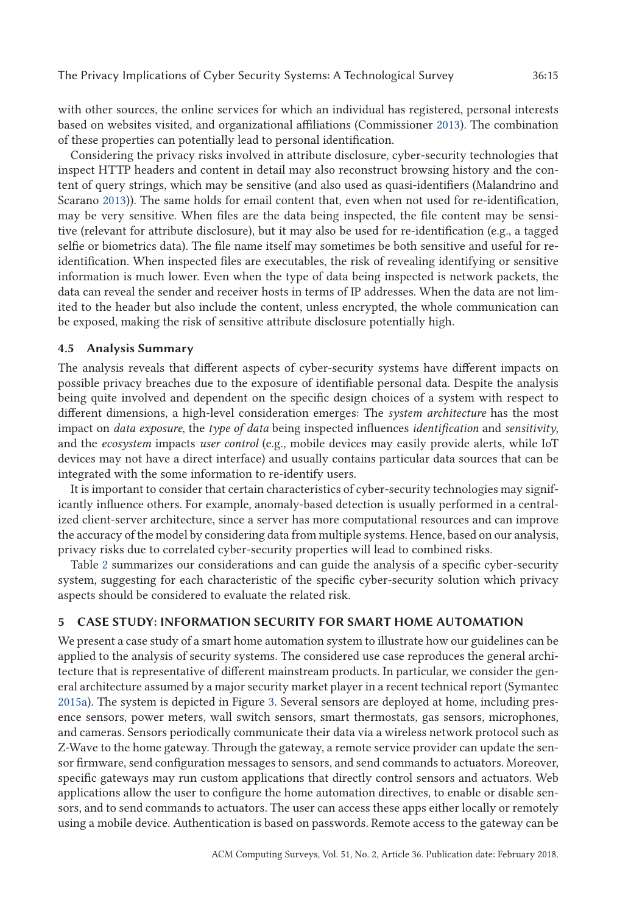with other sources, the online services for which an individual has registered, personal interests based on websites visited, and organizational affiliations (Commissioner 2013). The combination of these properties can potentially lead to personal identification.

Considering the privacy risks involved in attribute disclosure, cyber-security technologies that inspect HTTP headers and content in detail may also reconstruct browsing history and the content of query strings, which may be sensitive (and also used as quasi-identifiers (Malandrino and Scarano 2013)). The same holds for email content that, even when not used for re-identification, may be very sensitive. When files are the data being inspected, the file content may be sensitive (relevant for attribute disclosure), but it may also be used for re-identification (e.g., a tagged selfie or biometrics data). The file name itself may sometimes be both sensitive and useful for re-identification. When inspected files are executables, the risk of revealing identifying or sensitive information is much lower. Even when the type of data being inspected is network packets, the data can reveal the sender and receiver hosts in terms of IP addresses. When the data are not limited to the header but also include the content, unless encrypted, the whole communication can be exposed, making the risk of sensitive attribute disclosure potentially high.

### 4.5 Analysis Summary

The analysis reveals that different aspects of cyber-security systems have different impacts on possible privacy breaches due to the exposure of identifiable personal data. Despite the analysis being quite involved and dependent on the specific design choices of a system with respect to different dimensions, a high-level consideration emerges: The *system architecture* has the most impact on *data exposure*, the *type of data* being inspected influences *identification* and *sensitivity*, and the *ecosystem* impacts *user control* (e.g., mobile devices may easily provide alerts, while IoT devices may not have a direct interface) and usually contains particular data sources that can be integrated with the some information to re-identify users.

It is important to consider that certain characteristics of cyber-security technologies may significantly influence others. For example, anomaly-based detection is usually performed in a centralized client-server architecture, since a server has more computational resources and can improve the accuracy of the model by considering data from multiple systems. Hence, based on our analysis, privacy risks due to correlated cyber-security properties will lead to combined risks.

Table 2 summarizes our considerations and can guide the analysis of a specific cyber-security system, suggesting for each characteristic of the specific cyber-security solution which privacy aspects should be considered to evaluate the related risk.

## 5 CASE STUDY: INFORMATION SECURITY FOR SMART HOME AUTOMATION

We present a case study of a smart home automation system to illustrate how our guidelines can be applied to the analysis of security systems. The considered use case reproduces the general architecture that is representative of different mainstream products. In particular, we consider the general architecture assumed by a major security market player in a recent technical report (Symantec 2015a). The system is depicted in Figure 3. Several sensors are deployed at home, including presence sensors, power meters, wall switch sensors, smart thermostats, gas sensors, microphones, and cameras. Sensors periodically communicate their data via a wireless network protocol such as Z-Wave to the home gateway. Through the gateway, a remote service provider can update the sensor firmware, send configuration messages to sensors, and send commands to actuators. Moreover, specific gateways may run custom applications that directly control sensors and actuators. Web applications allow the user to configure the home automation directives, to enable or disable sensors, and to send commands to actuators. The user can access these apps either locally or remotely using a mobile device. Authentication is based on passwords. Remote access to the gateway can be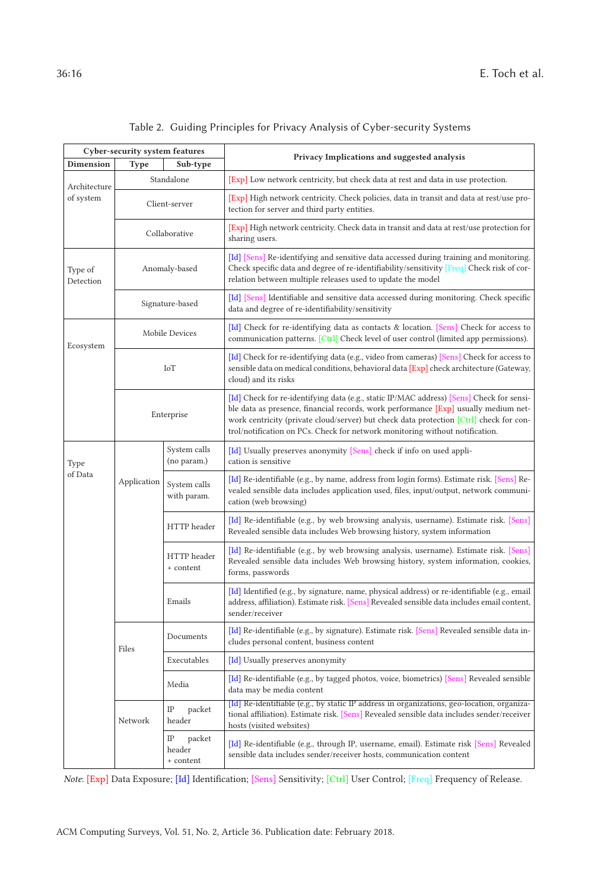Table 2. Guiding Principles for Privacy Analysis of Cyber-security Systems

| Cyber-security system features | | | Privacy Implications and suggested analysis |
|---|---|---|---|
| **Dimension** | **Type** | **Sub-type** | |
| Architecture of system | Standalone | | [Exp] Low network centricity, but check data at rest and data in use protection. |
| | Client-server | | [Exp] High network centricity. Check policies, data in transit and data at rest/use protection for server and third party entities. |
| | Collaborative | | [Exp] High network centricity. Check data in transit and data at rest/use protection for sharing users. |
| Type of Detection | Anomaly-based | | [Id] [Sens] Re-identifying and sensitive data accessed during training and monitoring. Check specific data and degree of re-identifiability/sensitivity [Freq] Check risk of correlation between multiple releases used to update the model |
| | Signature-based | | [Id] [Sens] Identifiable and sensitive data accessed during monitoring. Check specific data and degree of re-identifiability/sensitivity |
| Ecosystem | Mobile Devices | | [Id] Check for re-identifying data as contacts & location. [Sens] Check for access to communication patterns. [Ctrl] Check level of user control (limited app permissions). |
| | IoT | | [Id] Check for re-identifying data (e.g., video from cameras) [Sens] Check for access to sensible data on medical conditions, behavioral data [Exp] check architecture (Gateway, cloud) and its risks |
| | Enterprise | | [Id] Check for re-identifying data (e.g., static IP/MAC address) [Sens] Check for sensible data as presence, financial records, work performance [Exp] usually medium network centricity (private cloud/server) but check data protection [Ctrl] check for control/notification on PCs. Check for network monitoring without notification. |
| Type of Data | Application | System calls (no param.) | [Id] Usually preserves anonymity [Sens] check if info on used application is sensitive |
| | | System calls with param. | [Id] Re-identifiable (e.g., by name, address from login forms). Estimate risk. [Sens] Revealed sensible data includes application used, files, input/output, network communication (web browsing) |
| | | HTTP header | [Id] Re-identifiable (e.g., by web browsing analysis, username). Estimate risk. [Sens] Revealed sensible data includes Web browsing history, system information |
| | | HTTP header + content | [Id] Re-identifiable (e.g., by web browsing analysis, username). Estimate risk. [Sens] Revealed sensible data includes Web browsing history, system information, cookies, forms, passwords |
| | | Emails | [Id] Identified (e.g., by signature, name, physical address) or re-identifiable (e.g., email address, affiliation). Estimate risk. [Sens] Revealed sensible data includes email content, sender/receiver |
| | Files | Documents | [Id] Re-identifiable (e.g., by signature). Estimate risk. [Sens] Revealed sensible data includes personal content, business content |
| | | Executables | [Id] Usually preserves anonymity |
| | | Media | [Id] Re-identifiable (e.g., by tagged photos, voice, biometrics) [Sens] Revealed sensible data may be media content |
| | Network | IP packet header | [Id] Re-identifiable (e.g., by static IP address in organizations, geo-location, organizational affiliation). Estimate risk. [Sens] Revealed sensible data includes sender/receiver hosts (visited websites) |
| | | IP packet header + content | [Id] Re-identifiable (e.g., through IP, username, email). Estimate risk [Sens] Revealed sensible data includes sender/receiver hosts, communication content |

*Note*: [Exp] Data Exposure; [Id] Identification; [Sens] Sensitivity; [Ctrl] User Control; [Freq] Frequency of Release.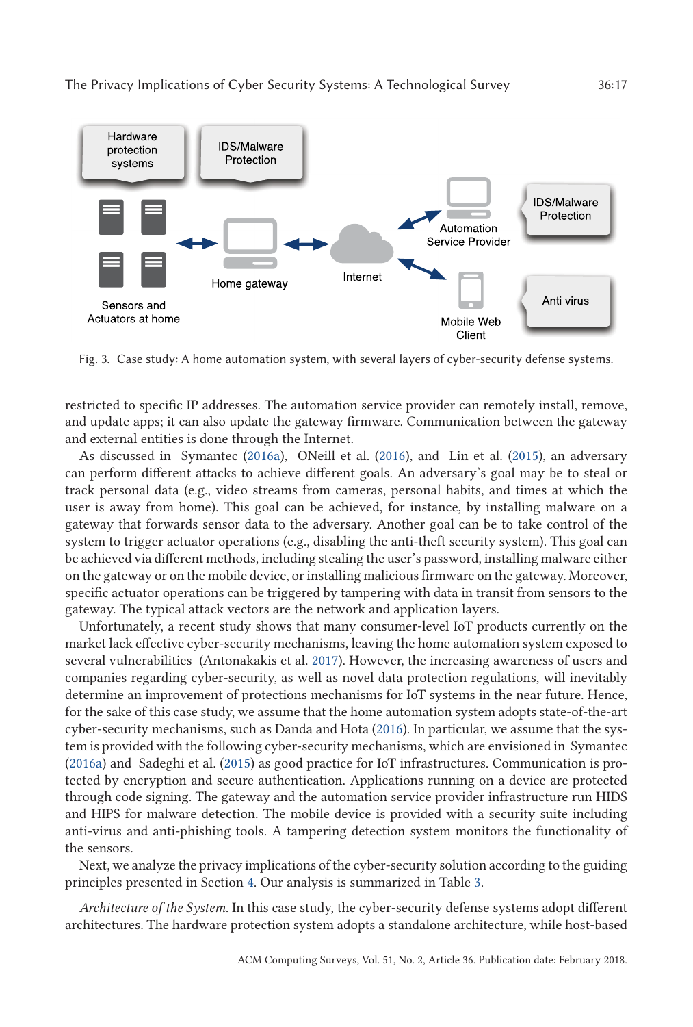Fig. 3. Case study: A home automation system, with several layers of cyber-security defense systems.

restricted to specific IP addresses. The automation service provider can remotely install, remove, and update apps; it can also update the gateway firmware. Communication between the gateway and external entities is done through the Internet.

As discussed in Symantec (2016a), ONeill et al. (2016), and Lin et al. (2015), an adversary can perform different attacks to achieve different goals. An adversary's goal may be to steal or track personal data (e.g., video streams from cameras, personal habits, and times at which the user is away from home). This goal can be achieved, for instance, by installing malware on a gateway that forwards sensor data to the adversary. Another goal can be to take control of the system to trigger actuator operations (e.g., disabling the anti-theft security system). This goal can be achieved via different methods, including stealing the user's password, installing malware either on the gateway or on the mobile device, or installing malicious firmware on the gateway. Moreover, specific actuator operations can be triggered by tampering with data in transit from sensors to the gateway. The typical attack vectors are the network and application layers.

Unfortunately, a recent study shows that many consumer-level IoT products currently on the market lack effective cyber-security mechanisms, leaving the home automation system exposed to several vulnerabilities (Antonakakis et al. 2017). However, the increasing awareness of users and companies regarding cyber-security, as well as novel data protection regulations, will inevitably determine an improvement of protections mechanisms for IoT systems in the near future. Hence, for the sake of this case study, we assume that the home automation system adopts state-of-the-art cyber-security mechanisms, such as Danda and Hota (2016). In particular, we assume that the system is provided with the following cyber-security mechanisms, which are envisioned in Symantec (2016a) and Sadeghi et al. (2015) as good practice for IoT infrastructures. Communication is protected by encryption and secure authentication. Applications running on a device are protected through code signing. The gateway and the automation service provider infrastructure run HIDS and HIPS for malware detection. The mobile device is provided with a security suite including anti-virus and anti-phishing tools. A tampering detection system monitors the functionality of the sensors.

Next, we analyze the privacy implications of the cyber-security solution according to the guiding principles presented in Section 4. Our analysis is summarized in Table 3.

*Architecture of the System.* In this case study, the cyber-security defense systems adopt different architectures. The hardware protection system adopts a standalone architecture, while host-based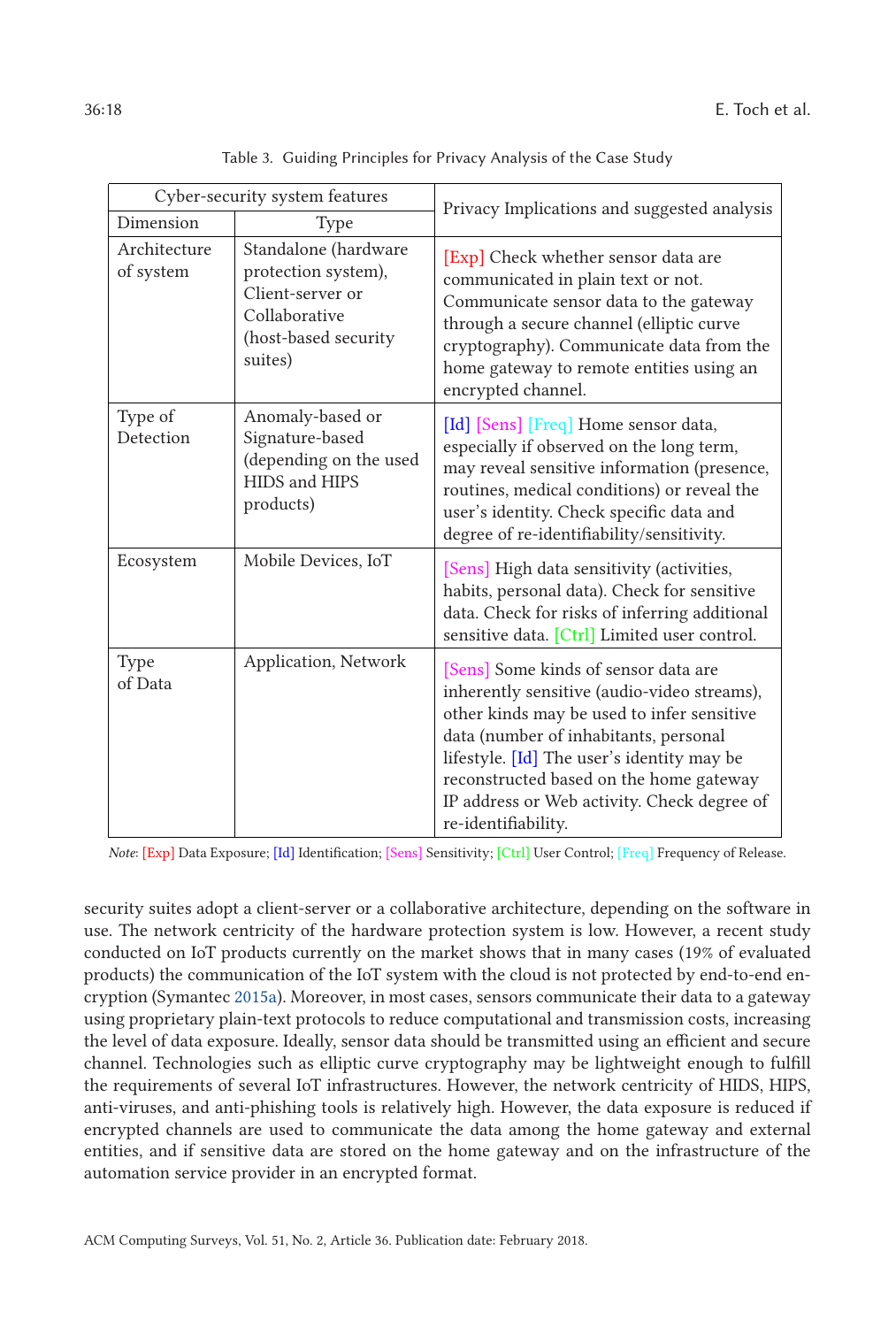Table 3. Guiding Principles for Privacy Analysis of the Case Study

| Cyber-security system features | | Privacy Implications and suggested analysis |
|---|---|---|
| Dimension | Type | |
| Architecture of system | Standalone (hardware protection system), Client-server or Collaborative (host-based security suites) | [Exp] Check whether sensor data are communicated in plain text or not. Communicate sensor data to the gateway through a secure channel (elliptic curve cryptography). Communicate data from the home gateway to remote entities using an encrypted channel. |
| Type of Detection | Anomaly-based or Signature-based (depending on the used HIDS and HIPS products) | [Id] [Sens] [Freq] Home sensor data, especially if observed on the long term, may reveal sensitive information (presence, routines, medical conditions) or reveal the user's identity. Check specific data and degree of re-identifiability/sensitivity. |
| Ecosystem | Mobile Devices, IoT | [Sens] High data sensitivity (activities, habits, personal data). Check for sensitive data. Check for risks of inferring additional sensitive data. [Ctrl] Limited user control. |
| Type of Data | Application, Network | [Sens] Some kinds of sensor data are inherently sensitive (audio-video streams), other kinds may be used to infer sensitive data (number of inhabitants, personal lifestyle. [Id] The user's identity may be reconstructed based on the home gateway IP address or Web activity. Check degree of re-identifiability. |

*Note*: [Exp] Data Exposure; [Id] Identification; [Sens] Sensitivity; [Ctrl] User Control; [Freq] Frequency of Release.

security suites adopt a client-server or a collaborative architecture, depending on the software in use. The network centricity of the hardware protection system is low. However, a recent study conducted on IoT products currently on the market shows that in many cases (19% of evaluated products) the communication of the IoT system with the cloud is not protected by end-to-end encryption (Symantec 2015a). Moreover, in most cases, sensors communicate their data to a gateway using proprietary plain-text protocols to reduce computational and transmission costs, increasing the level of data exposure. Ideally, sensor data should be transmitted using an efficient and secure channel. Technologies such as elliptic curve cryptography may be lightweight enough to fulfill the requirements of several IoT infrastructures. However, the network centricity of HIDS, HIPS, anti-viruses, and anti-phishing tools is relatively high. However, the data exposure is reduced if encrypted channels are used to communicate the data among the home gateway and external entities, and if sensitive data are stored on the home gateway and on the infrastructure of the automation service provider in an encrypted format.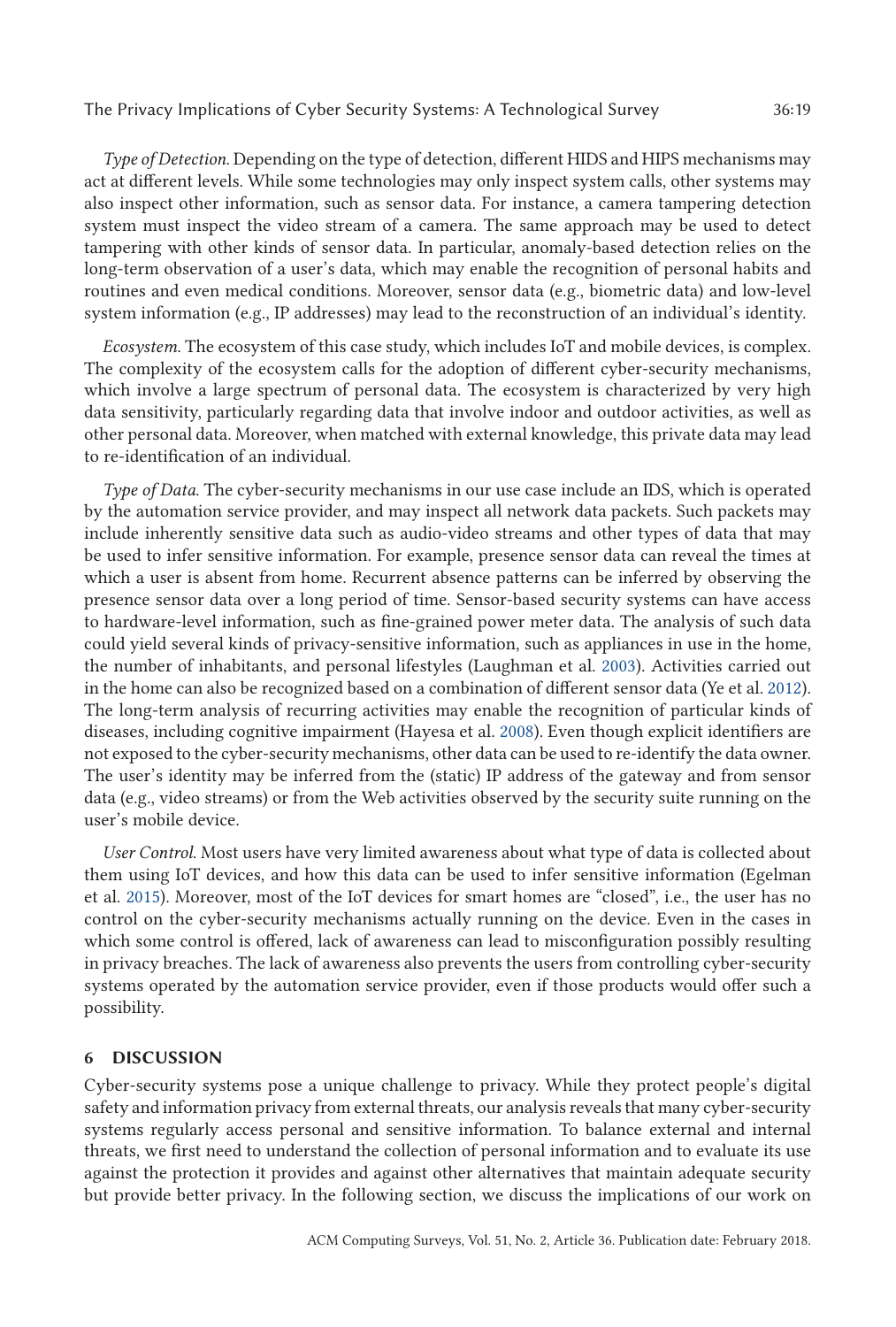*Type of Detection.* Depending on the type of detection, different HIDS and HIPS mechanisms may act at different levels. While some technologies may only inspect system calls, other systems may also inspect other information, such as sensor data. For instance, a camera tampering detection system must inspect the video stream of a camera. The same approach may be used to detect tampering with other kinds of sensor data. In particular, anomaly-based detection relies on the long-term observation of a user's data, which may enable the recognition of personal habits and routines and even medical conditions. Moreover, sensor data (e.g., biometric data) and low-level system information (e.g., IP addresses) may lead to the reconstruction of an individual's identity.

*Ecosystem.* The ecosystem of this case study, which includes IoT and mobile devices, is complex. The complexity of the ecosystem calls for the adoption of different cyber-security mechanisms, which involve a large spectrum of personal data. The ecosystem is characterized by very high data sensitivity, particularly regarding data that involve indoor and outdoor activities, as well as other personal data. Moreover, when matched with external knowledge, this private data may lead to re-identification of an individual.

*Type of Data.* The cyber-security mechanisms in our use case include an IDS, which is operated by the automation service provider, and may inspect all network data packets. Such packets may include inherently sensitive data such as audio-video streams and other types of data that may be used to infer sensitive information. For example, presence sensor data can reveal the times at which a user is absent from home. Recurrent absence patterns can be inferred by observing the presence sensor data over a long period of time. Sensor-based security systems can have access to hardware-level information, such as fine-grained power meter data. The analysis of such data could yield several kinds of privacy-sensitive information, such as appliances in use in the home, the number of inhabitants, and personal lifestyles (Laughman et al. 2003). Activities carried out in the home can also be recognized based on a combination of different sensor data (Ye et al. 2012). The long-term analysis of recurring activities may enable the recognition of particular kinds of diseases, including cognitive impairment (Hayesa et al. 2008). Even though explicit identifiers are not exposed to the cyber-security mechanisms, other data can be used to re-identify the data owner. The user's identity may be inferred from the (static) IP address of the gateway and from sensor data (e.g., video streams) or from the Web activities observed by the security suite running on the user's mobile device.

*User Control.* Most users have very limited awareness about what type of data is collected about them using IoT devices, and how this data can be used to infer sensitive information (Egelman et al. 2015). Moreover, most of the IoT devices for smart homes are "closed", i.e., the user has no control on the cyber-security mechanisms actually running on the device. Even in the cases in which some control is offered, lack of awareness can lead to misconfiguration possibly resulting in privacy breaches. The lack of awareness also prevents the users from controlling cyber-security systems operated by the automation service provider, even if those products would offer such a possibility.

## 6 DISCUSSION

Cyber-security systems pose a unique challenge to privacy. While they protect people's digital safety and information privacy from external threats, our analysis reveals that many cyber-security systems regularly access personal and sensitive information. To balance external and internal threats, we first need to understand the collection of personal information and to evaluate its use against the protection it provides and against other alternatives that maintain adequate security but provide better privacy. In the following section, we discuss the implications of our work on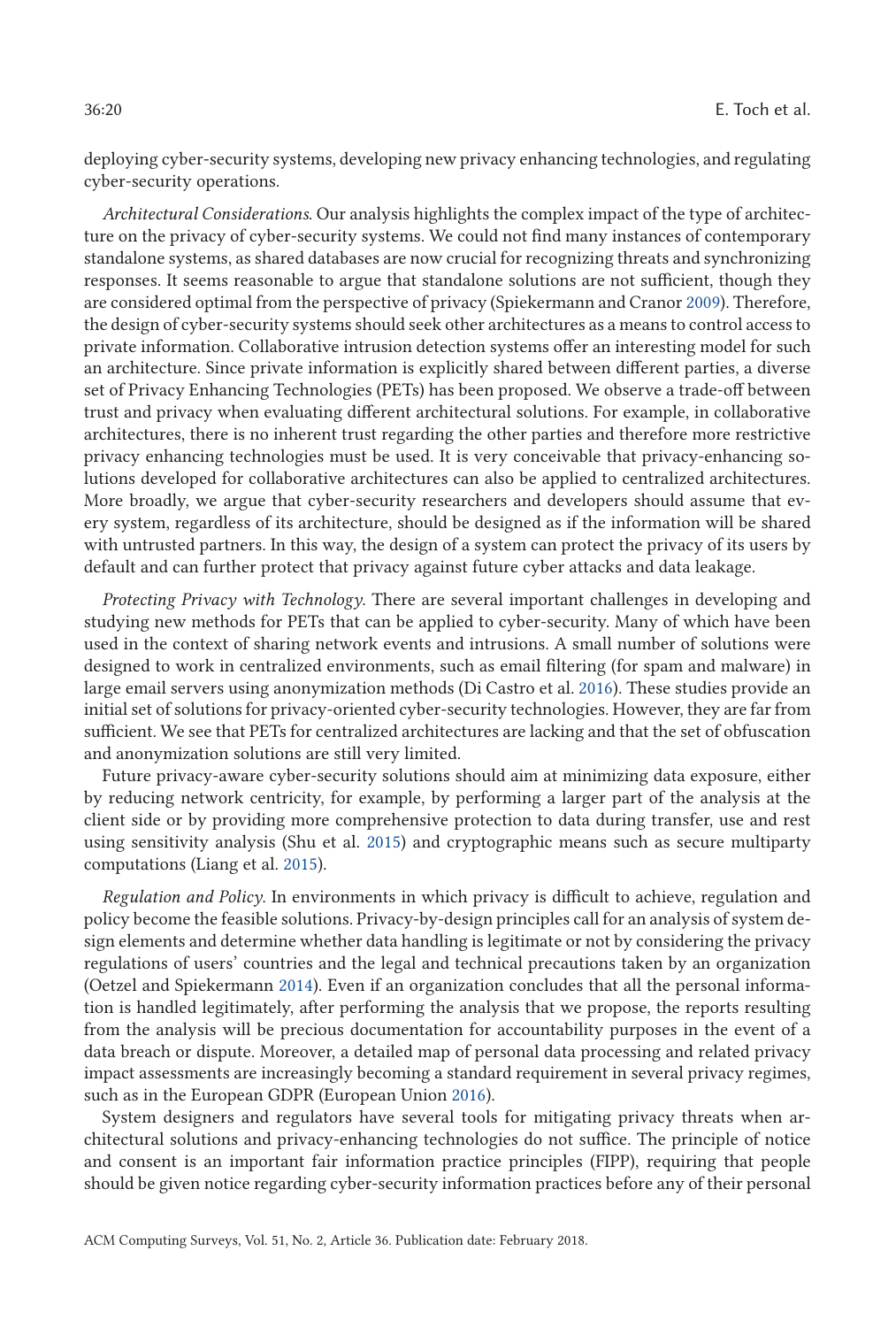deploying cyber-security systems, developing new privacy enhancing technologies, and regulating cyber-security operations.

*Architectural Considerations.* Our analysis highlights the complex impact of the type of architecture on the privacy of cyber-security systems. We could not find many instances of contemporary standalone systems, as shared databases are now crucial for recognizing threats and synchronizing responses. It seems reasonable to argue that standalone solutions are not sufficient, though they are considered optimal from the perspective of privacy (Spiekermann and Cranor 2009). Therefore, the design of cyber-security systems should seek other architectures as a means to control access to private information. Collaborative intrusion detection systems offer an interesting model for such an architecture. Since private information is explicitly shared between different parties, a diverse set of Privacy Enhancing Technologies (PETs) has been proposed. We observe a trade-off between trust and privacy when evaluating different architectural solutions. For example, in collaborative architectures, there is no inherent trust regarding the other parties and therefore more restrictive privacy enhancing technologies must be used. It is very conceivable that privacy-enhancing solutions developed for collaborative architectures can also be applied to centralized architectures. More broadly, we argue that cyber-security researchers and developers should assume that every system, regardless of its architecture, should be designed as if the information will be shared with untrusted partners. In this way, the design of a system can protect the privacy of its users by default and can further protect that privacy against future cyber attacks and data leakage.

*Protecting Privacy with Technology.* There are several important challenges in developing and studying new methods for PETs that can be applied to cyber-security. Many of which have been used in the context of sharing network events and intrusions. A small number of solutions were designed to work in centralized environments, such as email filtering (for spam and malware) in large email servers using anonymization methods (Di Castro et al. 2016). These studies provide an initial set of solutions for privacy-oriented cyber-security technologies. However, they are far from sufficient. We see that PETs for centralized architectures are lacking and that the set of obfuscation and anonymization solutions are still very limited.

Future privacy-aware cyber-security solutions should aim at minimizing data exposure, either by reducing network centricity, for example, by performing a larger part of the analysis at the client side or by providing more comprehensive protection to data during transfer, use and rest using sensitivity analysis (Shu et al. 2015) and cryptographic means such as secure multiparty computations (Liang et al. 2015).

*Regulation and Policy.* In environments in which privacy is difficult to achieve, regulation and policy become the feasible solutions. Privacy-by-design principles call for an analysis of system design elements and determine whether data handling is legitimate or not by considering the privacy regulations of users' countries and the legal and technical precautions taken by an organization (Oetzel and Spiekermann 2014). Even if an organization concludes that all the personal information is handled legitimately, after performing the analysis that we propose, the reports resulting from the analysis will be precious documentation for accountability purposes in the event of a data breach or dispute. Moreover, a detailed map of personal data processing and related privacy impact assessments are increasingly becoming a standard requirement in several privacy regimes, such as in the European GDPR (European Union 2016).

System designers and regulators have several tools for mitigating privacy threats when architectural solutions and privacy-enhancing technologies do not suffice. The principle of notice and consent is an important fair information practice principles (FIPP), requiring that people should be given notice regarding cyber-security information practices before any of their personal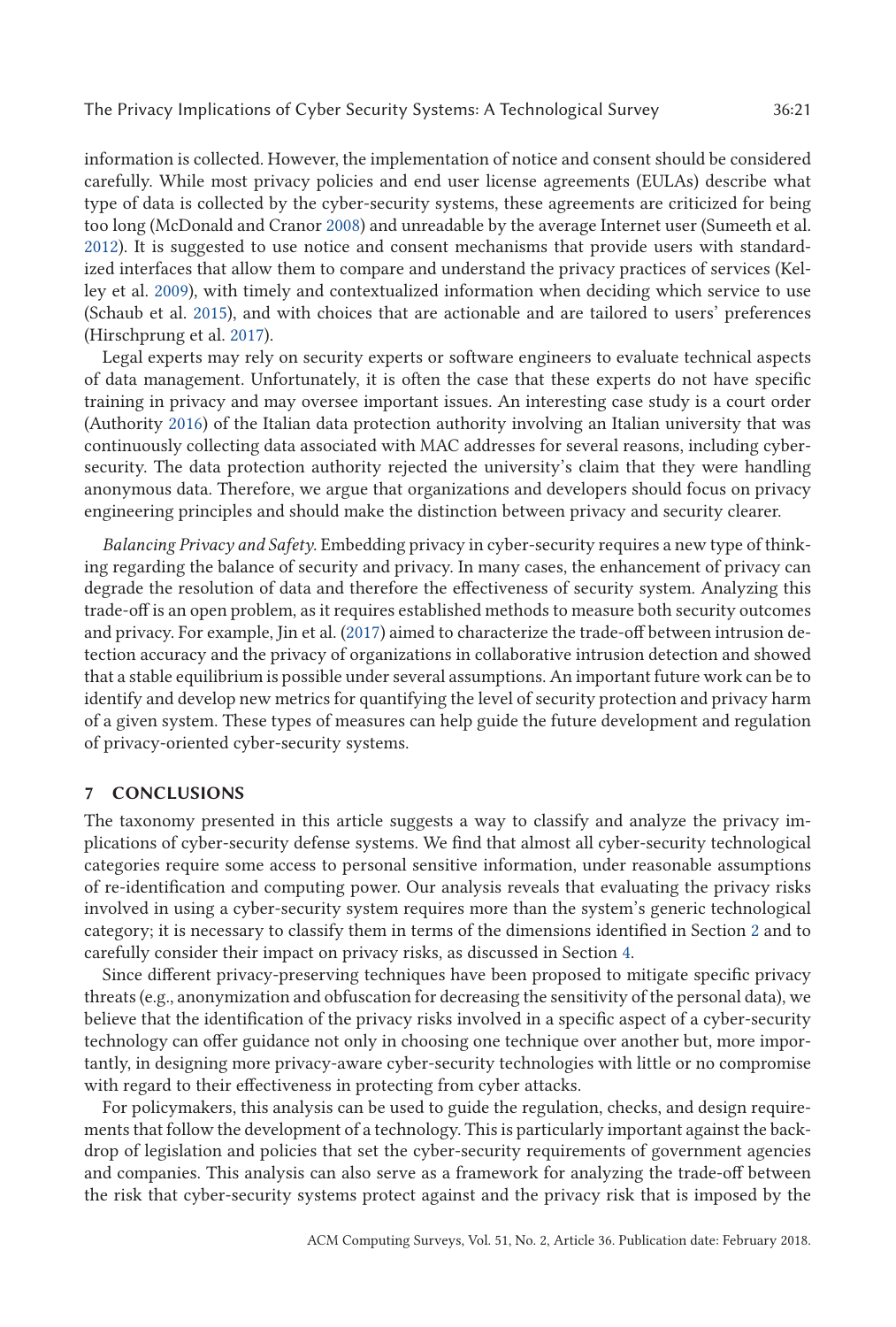information is collected. However, the implementation of notice and consent should be considered carefully. While most privacy policies and end user license agreements (EULAs) describe what type of data is collected by the cyber-security systems, these agreements are criticized for being too long (McDonald and Cranor 2008) and unreadable by the average Internet user (Sumeeth et al. 2012). It is suggested to use notice and consent mechanisms that provide users with standardized interfaces that allow them to compare and understand the privacy practices of services (Kelley et al. 2009), with timely and contextualized information when deciding which service to use (Schaub et al. 2015), and with choices that are actionable and are tailored to users' preferences (Hirschprung et al. 2017).

Legal experts may rely on security experts or software engineers to evaluate technical aspects of data management. Unfortunately, it is often the case that these experts do not have specific training in privacy and may oversee important issues. An interesting case study is a court order (Authority 2016) of the Italian data protection authority involving an Italian university that was continuously collecting data associated with MAC addresses for several reasons, including cyber-security. The data protection authority rejected the university's claim that they were handling anonymous data. Therefore, we argue that organizations and developers should focus on privacy engineering principles and should make the distinction between privacy and security clearer.

*Balancing Privacy and Safety.* Embedding privacy in cyber-security requires a new type of thinking regarding the balance of security and privacy. In many cases, the enhancement of privacy can degrade the resolution of data and therefore the effectiveness of security system. Analyzing this trade-off is an open problem, as it requires established methods to measure both security outcomes and privacy. For example, Jin et al. (2017) aimed to characterize the trade-off between intrusion detection accuracy and the privacy of organizations in collaborative intrusion detection and showed that a stable equilibrium is possible under several assumptions. An important future work can be to identify and develop new metrics for quantifying the level of security protection and privacy harm of a given system. These types of measures can help guide the future development and regulation of privacy-oriented cyber-security systems.

## 7 CONCLUSIONS

The taxonomy presented in this article suggests a way to classify and analyze the privacy implications of cyber-security defense systems. We find that almost all cyber-security technological categories require some access to personal sensitive information, under reasonable assumptions of re-identification and computing power. Our analysis reveals that evaluating the privacy risks involved in using a cyber-security system requires more than the system's generic technological category; it is necessary to classify them in terms of the dimensions identified in Section 2 and to carefully consider their impact on privacy risks, as discussed in Section 4.

Since different privacy-preserving techniques have been proposed to mitigate specific privacy threats (e.g., anonymization and obfuscation for decreasing the sensitivity of the personal data), we believe that the identification of the privacy risks involved in a specific aspect of a cyber-security technology can offer guidance not only in choosing one technique over another but, more importantly, in designing more privacy-aware cyber-security technologies with little or no compromise with regard to their effectiveness in protecting from cyber attacks.

For policymakers, this analysis can be used to guide the regulation, checks, and design requirements that follow the development of a technology. This is particularly important against the backdrop of legislation and policies that set the cyber-security requirements of government agencies and companies. This analysis can also serve as a framework for analyzing the trade-off between the risk that cyber-security systems protect against and the privacy risk that is imposed by the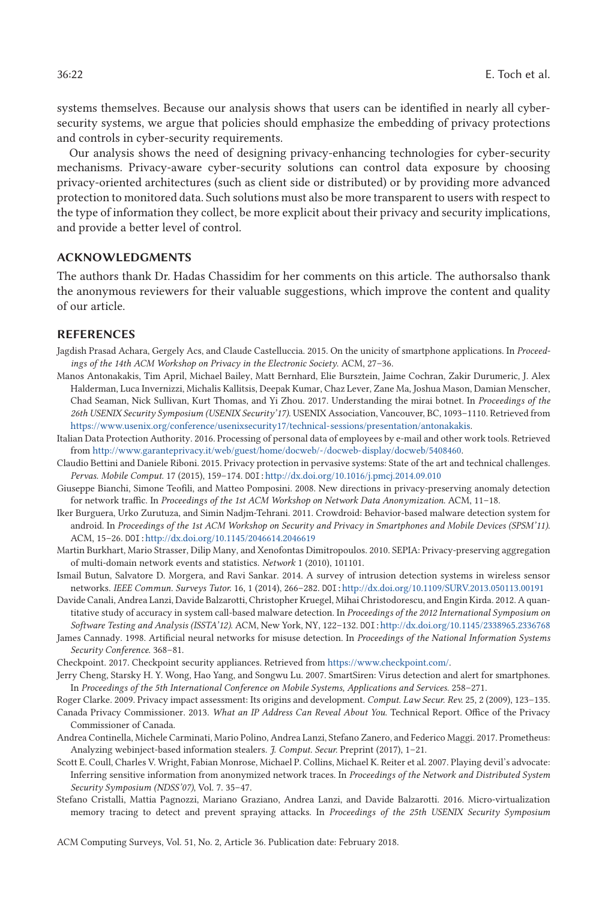systems themselves. Because our analysis shows that users can be identified in nearly all cyber-security systems, we argue that policies should emphasize the embedding of privacy protections and controls in cyber-security requirements.

Our analysis shows the need of designing privacy-enhancing technologies for cyber-security mechanisms. Privacy-aware cyber-security solutions can control data exposure by choosing privacy-oriented architectures (such as client side or distributed) or by providing more advanced protection to monitored data. Such solutions must also be more transparent to users with respect to the type of information they collect, be more explicit about their privacy and security implications, and provide a better level of control.

## ACKNOWLEDGMENTS

The authors thank Dr. Hadas Chassidim for her comments on this article. The authorsalso thank the anonymous reviewers for their valuable suggestions, which improve the content and quality of our article.

## REFERENCES

Jagdish Prasad Achara, Gergely Acs, and Claude Castelluccia. 2015. On the unicity of smartphone applications. In *Proceedings of the 14th ACM Workshop on Privacy in the Electronic Society*. ACM, 27–36.

Manos Antonakakis, Tim April, Michael Bailey, Matt Bernhard, Elie Bursztein, Jaime Cochran, Zakir Durumeric, J. Alex Halderman, Luca Invernizzi, Michalis Kallitsis, Deepak Kumar, Chaz Lever, Zane Ma, Joshua Mason, Damian Menscher, Chad Seaman, Nick Sullivan, Kurt Thomas, and Yi Zhou. 2017. Understanding the mirai botnet. In *Proceedings of the 26th USENIX Security Symposium (USENIX Security'17)*. USENIX Association, Vancouver, BC, 1093–1110. Retrieved from https://www.usenix.org/conference/usenixsecurity17/technical-sessions/presentation/antonakakis.

Italian Data Protection Authority. 2016. Processing of personal data of employees by e-mail and other work tools. Retrieved from http://www.garanteprivacy.it/web/guest/home/docweb/-/docweb-display/docweb/5408460.

Claudio Bettini and Daniele Riboni. 2015. Privacy protection in pervasive systems: State of the art and technical challenges. *Pervas. Mobile Comput.* 17 (2015), 159–174. DOI: http://dx.doi.org/10.1016/j.pmcj.2014.09.010

Giuseppe Bianchi, Simone Teofili, and Matteo Pomposini. 2008. New directions in privacy-preserving anomaly detection for network traffic. In *Proceedings of the 1st ACM Workshop on Network Data Anonymization*. ACM, 11–18.

Iker Burguera, Urko Zurutuza, and Simin Nadjm-Tehrani. 2011. Crowdroid: Behavior-based malware detection system for android. In *Proceedings of the 1st ACM Workshop on Security and Privacy in Smartphones and Mobile Devices (SPSM'11)*. ACM, 15–26. DOI: http://dx.doi.org/10.1145/2046614.2046619

Martin Burkhart, Mario Strasser, Dilip Many, and Xenofontas Dimitropoulos. 2010. SEPIA: Privacy-preserving aggregation of multi-domain network events and statistics. *Network* 1 (2010), 101101.

Ismail Butun, Salvatore D. Morgera, and Ravi Sankar. 2014. A survey of intrusion detection systems in wireless sensor networks. *IEEE Commun. Surveys Tutor.* 16, 1 (2014), 266–282. DOI: http://dx.doi.org/10.1109/SURV.2013.050113.00191

Davide Canali, Andrea Lanzi, Davide Balzarotti, Christopher Kruegel, Mihai Christodorescu, and Engin Kirda. 2012. A quantitative study of accuracy in system call-based malware detection. In *Proceedings of the 2012 International Symposium on Software Testing and Analysis (ISSTA'12)*. ACM, New York, NY, 122–132. DOI: http://dx.doi.org/10.1145/2338965.2336768

James Cannady. 1998. Artificial neural networks for misuse detection. In *Proceedings of the National Information Systems Security Conference*. 368–81.

Checkpoint. 2017. Checkpoint security appliances. Retrieved from https://www.checkpoint.com/.

Jerry Cheng, Starsky H. Y. Wong, Hao Yang, and Songwu Lu. 2007. SmartSiren: Virus detection and alert for smartphones. In *Proceedings of the 5th International Conference on Mobile Systems, Applications and Services*. 258–271.

Roger Clarke. 2009. Privacy impact assessment: Its origins and development. *Comput. Law Secur. Rev.* 25, 2 (2009), 123–135.

Canada Privacy Commissioner. 2013. *What an IP Address Can Reveal About You*. Technical Report. Office of the Privacy Commissioner of Canada.

Andrea Continella, Michele Carminati, Mario Polino, Andrea Lanzi, Stefano Zanero, and Federico Maggi. 2017. Prometheus: Analyzing webinject-based information stealers. *J. Comput. Secur.* Preprint (2017), 1–21.

Scott E. Coull, Charles V. Wright, Fabian Monrose, Michael P. Collins, Michael K. Reiter et al. 2007. Playing devil's advocate: Inferring sensitive information from anonymized network traces. In *Proceedings of the Network and Distributed System Security Symposium (NDSS'07)*, Vol. 7. 35–47.

Stefano Cristalli, Mattia Pagnozzi, Mariano Graziano, Andrea Lanzi, and Davide Balzarotti. 2016. Micro-virtualization memory tracing to detect and prevent spraying attacks. In *Proceedings of the 25th USENIX Security Symposium*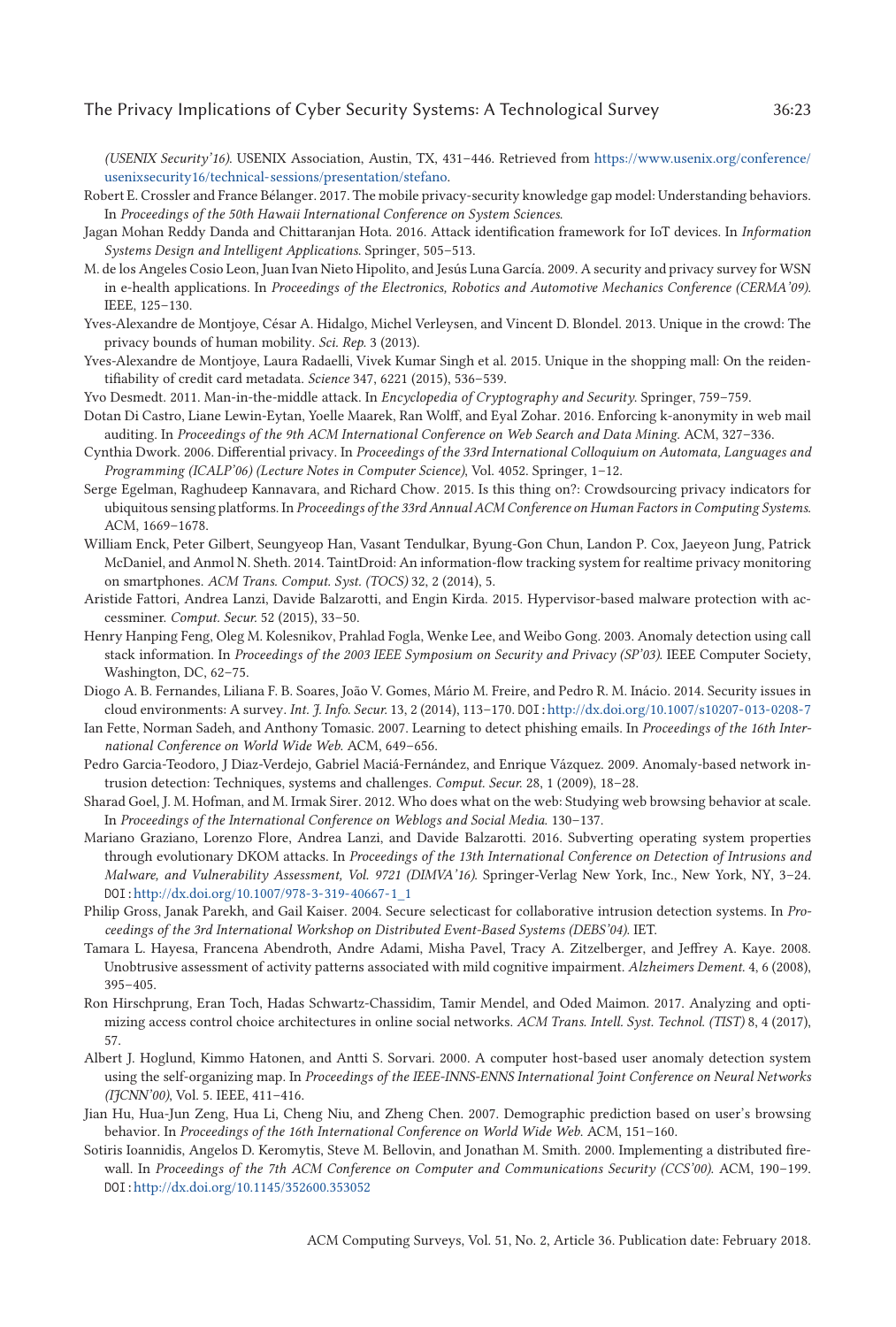*(USENIX Security'16)*. USENIX Association, Austin, TX, 431–446. Retrieved from https://www.usenix.org/conference/usenixsecurity16/technical-sessions/presentation/stefano.

Robert E. Crossler and France Bélanger. 2017. The mobile privacy-security knowledge gap model: Understanding behaviors. In *Proceedings of the 50th Hawaii International Conference on System Sciences*.

Jagan Mohan Reddy Danda and Chittaranjan Hota. 2016. Attack identification framework for IoT devices. In *Information Systems Design and Intelligent Applications*. Springer, 505–513.

M. de los Angeles Cosio Leon, Juan Ivan Nieto Hipolito, and Jesús Luna García. 2009. A security and privacy survey for WSN in e-health applications. In *Proceedings of the Electronics, Robotics and Automotive Mechanics Conference (CERMA'09)*. IEEE, 125–130.

Yves-Alexandre de Montjoye, César A. Hidalgo, Michel Verleysen, and Vincent D. Blondel. 2013. Unique in the crowd: The privacy bounds of human mobility. *Sci. Rep.* 3 (2013).

Yves-Alexandre de Montjoye, Laura Radaelli, Vivek Kumar Singh et al. 2015. Unique in the shopping mall: On the reidentifiability of credit card metadata. *Science* 347, 6221 (2015), 536–539.

Yvo Desmedt. 2011. Man-in-the-middle attack. In *Encyclopedia of Cryptography and Security*. Springer, 759–759.

Dotan Di Castro, Liane Lewin-Eytan, Yoelle Maarek, Ran Wolff, and Eyal Zohar. 2016. Enforcing k-anonymity in web mail auditing. In *Proceedings of the 9th ACM International Conference on Web Search and Data Mining*. ACM, 327–336.

Cynthia Dwork. 2006. Differential privacy. In *Proceedings of the 33rd International Colloquium on Automata, Languages and Programming (ICALP'06) (Lecture Notes in Computer Science)*, Vol. 4052. Springer, 1–12.

Serge Egelman, Raghudeep Kannavara, and Richard Chow. 2015. Is this thing on?: Crowdsourcing privacy indicators for ubiquitous sensing platforms. In *Proceedings of the 33rd Annual ACM Conference on Human Factors in Computing Systems*. ACM, 1669–1678.

William Enck, Peter Gilbert, Seungyeop Han, Vasant Tendulkar, Byung-Gon Chun, Landon P. Cox, Jaeyeon Jung, Patrick McDaniel, and Anmol N. Sheth. 2014. TaintDroid: An information-flow tracking system for realtime privacy monitoring on smartphones. *ACM Trans. Comput. Syst. (TOCS)* 32, 2 (2014), 5.

Aristide Fattori, Andrea Lanzi, Davide Balzarotti, and Engin Kirda. 2015. Hypervisor-based malware protection with accessminer. *Comput. Secur.* 52 (2015), 33–50.

Henry Hanping Feng, Oleg M. Kolesnikov, Prahlad Fogla, Wenke Lee, and Weibo Gong. 2003. Anomaly detection using call stack information. In *Proceedings of the 2003 IEEE Symposium on Security and Privacy (SP'03)*. IEEE Computer Society, Washington, DC, 62–75.

Diogo A. B. Fernandes, Liliana F. B. Soares, João V. Gomes, Mário M. Freire, and Pedro R. M. Inácio. 2014. Security issues in cloud environments: A survey. *Int. J. Info. Secur.* 13, 2 (2014), 113–170. DOI: http://dx.doi.org/10.1007/s10207-013-0208-7

Ian Fette, Norman Sadeh, and Anthony Tomasic. 2007. Learning to detect phishing emails. In *Proceedings of the 16th International Conference on World Wide Web*. ACM, 649–656.

Pedro Garcia-Teodoro, J Diaz-Verdejo, Gabriel Maciá-Fernández, and Enrique Vázquez. 2009. Anomaly-based network intrusion detection: Techniques, systems and challenges. *Comput. Secur.* 28, 1 (2009), 18–28.

Sharad Goel, J. M. Hofman, and M. Irmak Sirer. 2012. Who does what on the web: Studying web browsing behavior at scale. In *Proceedings of the International Conference on Weblogs and Social Media*. 130–137.

Mariano Graziano, Lorenzo Flore, Andrea Lanzi, and Davide Balzarotti. 2016. Subverting operating system properties through evolutionary DKOM attacks. In *Proceedings of the 13th International Conference on Detection of Intrusions and Malware, and Vulnerability Assessment, Vol. 9721 (DIMVA'16)*. Springer-Verlag New York, Inc., New York, NY, 3–24. DOI: http://dx.doi.org/10.1007/978-3-319-40667-1_1

Philip Gross, Janak Parekh, and Gail Kaiser. 2004. Secure selecticast for collaborative intrusion detection systems. In *Proceedings of the 3rd International Workshop on Distributed Event-Based Systems (DEBS'04)*. IET.

Tamara L. Hayesa, Francena Abendroth, Andre Adami, Misha Pavel, Tracy A. Zitzelberger, and Jeffrey A. Kaye. 2008. Unobtrusive assessment of activity patterns associated with mild cognitive impairment. *Alzheimers Dement.* 4, 6 (2008), 395–405.

Ron Hirschprung, Eran Toch, Hadas Schwartz-Chassidim, Tamir Mendel, and Oded Maimon. 2017. Analyzing and optimizing access control choice architectures in online social networks. *ACM Trans. Intell. Syst. Technol. (TIST)* 8, 4 (2017), 57.

Albert J. Hoglund, Kimmo Hatonen, and Antti S. Sorvari. 2000. A computer host-based user anomaly detection system using the self-organizing map. In *Proceedings of the IEEE-INNS-ENNS International Joint Conference on Neural Networks (IJCNN'00)*, Vol. 5. IEEE, 411–416.

Jian Hu, Hua-Jun Zeng, Hua Li, Cheng Niu, and Zheng Chen. 2007. Demographic prediction based on user's browsing behavior. In *Proceedings of the 16th International Conference on World Wide Web*. ACM, 151–160.

Sotiris Ioannidis, Angelos D. Keromytis, Steve M. Bellovin, and Jonathan M. Smith. 2000. Implementing a distributed firewall. In *Proceedings of the 7th ACM Conference on Computer and Communications Security (CCS'00)*. ACM, 190–199. DOI: http://dx.doi.org/10.1145/352600.353052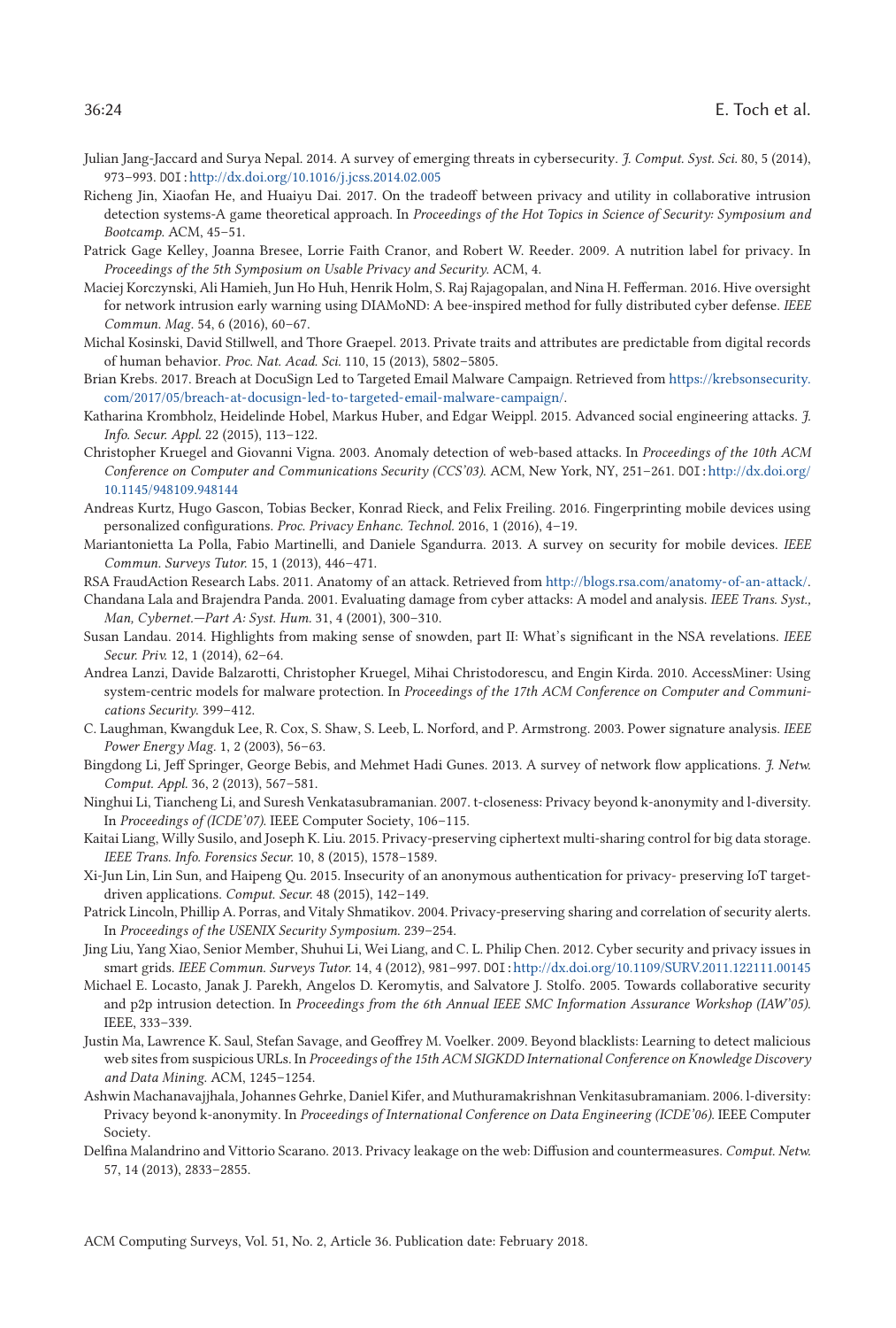Julian Jang-Jaccard and Surya Nepal. 2014. A survey of emerging threats in cybersecurity. *J. Comput. Syst. Sci.* 80, 5 (2014), 973–993. DOI: http://dx.doi.org/10.1016/j.jcss.2014.02.005

Richeng Jin, Xiaofan He, and Huaiyu Dai. 2017. On the tradeoff between privacy and utility in collaborative intrusion detection systems-A game theoretical approach. In *Proceedings of the Hot Topics in Science of Security: Symposium and Bootcamp*. ACM, 45–51.

Patrick Gage Kelley, Joanna Bresee, Lorrie Faith Cranor, and Robert W. Reeder. 2009. A nutrition label for privacy. In *Proceedings of the 5th Symposium on Usable Privacy and Security*. ACM, 4.

Maciej Korczynski, Ali Hamieh, Jun Ho Huh, Henrik Holm, S. Raj Rajagopalan, and Nina H. Fefferman. 2016. Hive oversight for network intrusion early warning using DIAMoND: A bee-inspired method for fully distributed cyber defense. *IEEE Commun. Mag.* 54, 6 (2016), 60–67.

Michal Kosinski, David Stillwell, and Thore Graepel. 2013. Private traits and attributes are predictable from digital records of human behavior. *Proc. Nat. Acad. Sci.* 110, 15 (2013), 5802–5805.

Brian Krebs. 2017. Breach at DocuSign Led to Targeted Email Malware Campaign. Retrieved from https://krebsonsecurity.com/2017/05/breach-at-docusign-led-to-targeted-email-malware-campaign/.

Katharina Krombholz, Heidelinde Hobel, Markus Huber, and Edgar Weippl. 2015. Advanced social engineering attacks. *J. Info. Secur. Appl.* 22 (2015), 113–122.

Christopher Kruegel and Giovanni Vigna. 2003. Anomaly detection of web-based attacks. In *Proceedings of the 10th ACM Conference on Computer and Communications Security (CCS'03)*. ACM, New York, NY, 251–261. DOI: http://dx.doi.org/10.1145/948109.948144

Andreas Kurtz, Hugo Gascon, Tobias Becker, Konrad Rieck, and Felix Freiling. 2016. Fingerprinting mobile devices using personalized configurations. *Proc. Privacy Enhanc. Technol.* 2016, 1 (2016), 4–19.

Mariantonietta La Polla, Fabio Martinelli, and Daniele Sgandurra. 2013. A survey on security for mobile devices. *IEEE Commun. Surveys Tutor.* 15, 1 (2013), 446–471.

RSA FraudAction Research Labs. 2011. Anatomy of an attack. Retrieved from http://blogs.rsa.com/anatomy-of-an-attack/.

Chandana Lala and Brajendra Panda. 2001. Evaluating damage from cyber attacks: A model and analysis. *IEEE Trans. Syst., Man, Cybernet.—Part A: Syst. Hum.* 31, 4 (2001), 300–310.

Susan Landau. 2014. Highlights from making sense of snowden, part II: What's significant in the NSA revelations. *IEEE Secur. Priv.* 12, 1 (2014), 62–64.

Andrea Lanzi, Davide Balzarotti, Christopher Kruegel, Mihai Christodorescu, and Engin Kirda. 2010. AccessMiner: Using system-centric models for malware protection. In *Proceedings of the 17th ACM Conference on Computer and Communications Security*. 399–412.

C. Laughman, Kwangduk Lee, R. Cox, S. Shaw, S. Leeb, L. Norford, and P. Armstrong. 2003. Power signature analysis. *IEEE Power Energy Mag.* 1, 2 (2003), 56–63.

Bingdong Li, Jeff Springer, George Bebis, and Mehmet Hadi Gunes. 2013. A survey of network flow applications. *J. Netw. Comput. Appl.* 36, 2 (2013), 567–581.

Ninghui Li, Tiancheng Li, and Suresh Venkatasubramanian. 2007. t-closeness: Privacy beyond k-anonymity and l-diversity. In *Proceedings of (ICDE'07)*. IEEE Computer Society, 106–115.

Kaitai Liang, Willy Susilo, and Joseph K. Liu. 2015. Privacy-preserving ciphertext multi-sharing control for big data storage. *IEEE Trans. Info. Forensics Secur.* 10, 8 (2015), 1578–1589.

Xi-Jun Lin, Lin Sun, and Haipeng Qu. 2015. Insecurity of an anonymous authentication for privacy- preserving IoT target-driven applications. *Comput. Secur.* 48 (2015), 142–149.

Patrick Lincoln, Phillip A. Porras, and Vitaly Shmatikov. 2004. Privacy-preserving sharing and correlation of security alerts. In *Proceedings of the USENIX Security Symposium*. 239–254.

Jing Liu, Yang Xiao, Senior Member, Shuhui Li, Wei Liang, and C. L. Philip Chen. 2012. Cyber security and privacy issues in smart grids. *IEEE Commun. Surveys Tutor.* 14, 4 (2012), 981–997. DOI: http://dx.doi.org/10.1109/SURV.2011.122111.00145

Michael E. Locasto, Janak J. Parekh, Angelos D. Keromytis, and Salvatore J. Stolfo. 2005. Towards collaborative security and p2p intrusion detection. In *Proceedings from the 6th Annual IEEE SMC Information Assurance Workshop (IAW'05)*. IEEE, 333–339.

Justin Ma, Lawrence K. Saul, Stefan Savage, and Geoffrey M. Voelker. 2009. Beyond blacklists: Learning to detect malicious web sites from suspicious URLs. In *Proceedings of the 15th ACM SIGKDD International Conference on Knowledge Discovery and Data Mining*. ACM, 1245–1254.

Ashwin Machanavajjhala, Johannes Gehrke, Daniel Kifer, and Muthuramakrishnan Venkitasubramaniam. 2006. l-diversity: Privacy beyond k-anonymity. In *Proceedings of International Conference on Data Engineering (ICDE'06)*. IEEE Computer Society.

Delfina Malandrino and Vittorio Scarano. 2013. Privacy leakage on the web: Diffusion and countermeasures. *Comput. Netw.* 57, 14 (2013), 2833–2855.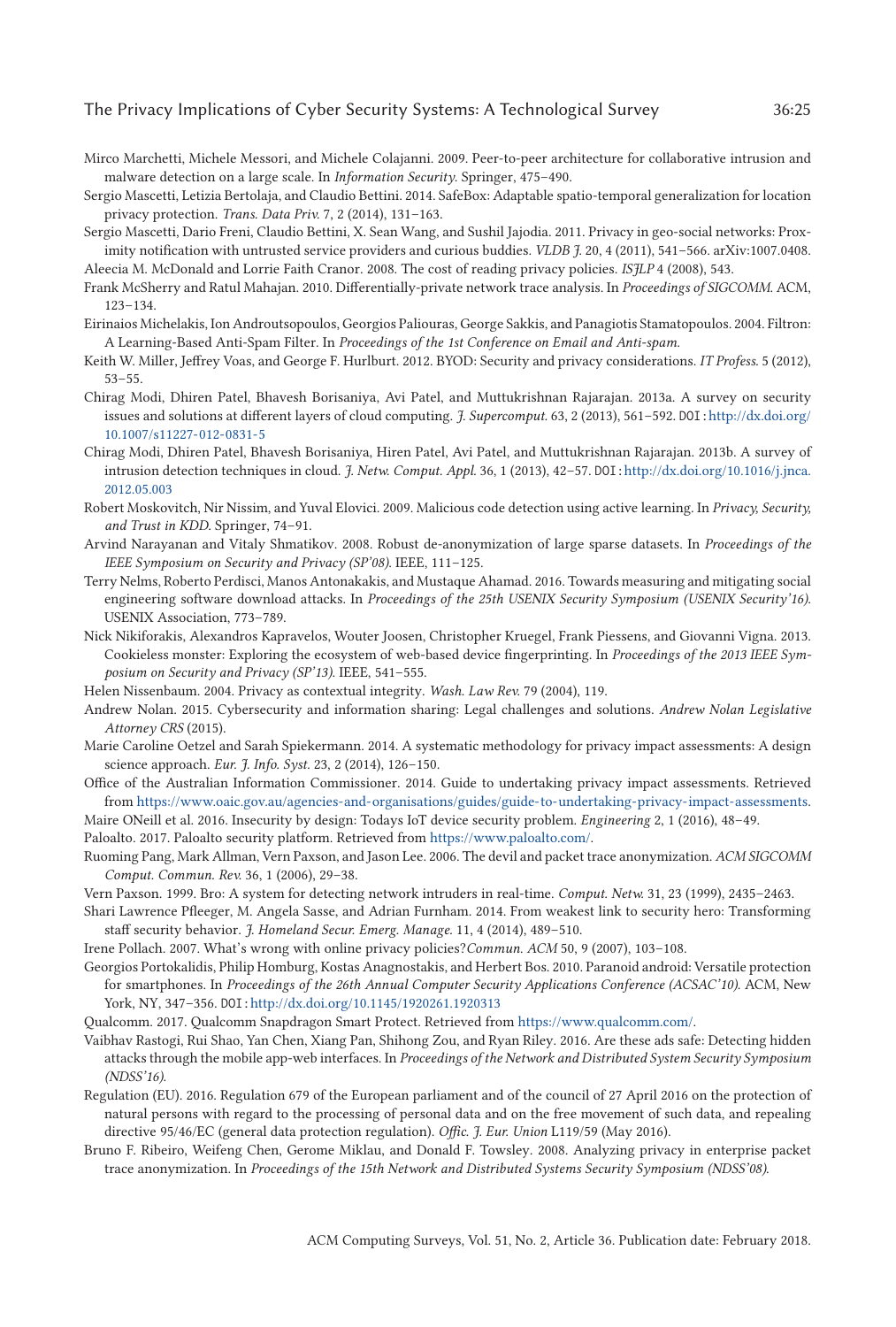Mirco Marchetti, Michele Messori, and Michele Colajanni. 2009. Peer-to-peer architecture for collaborative intrusion and malware detection on a large scale. In *Information Security*. Springer, 475–490.

Sergio Mascetti, Letizia Bertolaja, and Claudio Bettini. 2014. SafeBox: Adaptable spatio-temporal generalization for location privacy protection. *Trans. Data Priv.* 7, 2 (2014), 131–163.

Sergio Mascetti, Dario Freni, Claudio Bettini, X. Sean Wang, and Sushil Jajodia. 2011. Privacy in geo-social networks: Proximity notification with untrusted service providers and curious buddies. *VLDB J.* 20, 4 (2011), 541–566. arXiv:1007.0408.

Aleecia M. McDonald and Lorrie Faith Cranor. 2008. The cost of reading privacy policies. *ISJLP* 4 (2008), 543.

Frank McSherry and Ratul Mahajan. 2010. Differentially-private network trace analysis. In *Proceedings of SIGCOMM*. ACM, 123–134.

Eirinaios Michelakis, Ion Androutsopoulos, Georgios Paliouras, George Sakkis, and Panagiotis Stamatopoulos. 2004. Filtron: A Learning-Based Anti-Spam Filter. In *Proceedings of the 1st Conference on Email and Anti-spam*.

Keith W. Miller, Jeffrey Voas, and George F. Hurlburt. 2012. BYOD: Security and privacy considerations. *IT Profess.* 5 (2012), 53–55.

Chirag Modi, Dhiren Patel, Bhavesh Borisaniya, Avi Patel, and Muttukrishnan Rajarajan. 2013a. A survey on security issues and solutions at different layers of cloud computing. *J. Supercomput.* 63, 2 (2013), 561–592. DOI: http://dx.doi.org/10.1007/s11227-012-0831-5

Chirag Modi, Dhiren Patel, Bhavesh Borisaniya, Hiren Patel, Avi Patel, and Muttukrishnan Rajarajan. 2013b. A survey of intrusion detection techniques in cloud. *J. Netw. Comput. Appl.* 36, 1 (2013), 42–57. DOI: http://dx.doi.org/10.1016/j.jnca.2012.05.003

Robert Moskovitch, Nir Nissim, and Yuval Elovici. 2009. Malicious code detection using active learning. In *Privacy, Security, and Trust in KDD*. Springer, 74–91.

Arvind Narayanan and Vitaly Shmatikov. 2008. Robust de-anonymization of large sparse datasets. In *Proceedings of the IEEE Symposium on Security and Privacy (SP'08)*. IEEE, 111–125.

Terry Nelms, Roberto Perdisci, Manos Antonakakis, and Mustaque Ahamad. 2016. Towards measuring and mitigating social engineering software download attacks. In *Proceedings of the 25th USENIX Security Symposium (USENIX Security'16)*. USENIX Association, 773–789.

Nick Nikiforakis, Alexandros Kapravelos, Wouter Joosen, Christopher Kruegel, Frank Piessens, and Giovanni Vigna. 2013. Cookieless monster: Exploring the ecosystem of web-based device fingerprinting. In *Proceedings of the 2013 IEEE Symposium on Security and Privacy (SP'13)*. IEEE, 541–555.

Helen Nissenbaum. 2004. Privacy as contextual integrity. *Wash. Law Rev.* 79 (2004), 119.

Andrew Nolan. 2015. Cybersecurity and information sharing: Legal challenges and solutions. *Andrew Nolan Legislative Attorney CRS* (2015).

Marie Caroline Oetzel and Sarah Spiekermann. 2014. A systematic methodology for privacy impact assessments: A design science approach. *Eur. J. Info. Syst.* 23, 2 (2014), 126–150.

Office of the Australian Information Commissioner. 2014. Guide to undertaking privacy impact assessments. Retrieved from https://www.oaic.gov.au/agencies-and-organisations/guides/guide-to-undertaking-privacy-impact-assessments.

Maire ONeill et al. 2016. Insecurity by design: Todays IoT device security problem. *Engineering* 2, 1 (2016), 48–49.

Paloalto. 2017. Paloalto security platform. Retrieved from https://www.paloalto.com/.

Ruoming Pang, Mark Allman, Vern Paxson, and Jason Lee. 2006. The devil and packet trace anonymization. *ACM SIGCOMM Comput. Commun. Rev.* 36, 1 (2006), 29–38.

Vern Paxson. 1999. Bro: A system for detecting network intruders in real-time. *Comput. Netw.* 31, 23 (1999), 2435–2463.

Shari Lawrence Pfleeger, M. Angela Sasse, and Adrian Furnham. 2014. From weakest link to security hero: Transforming staff security behavior. *J. Homeland Secur. Emerg. Manage.* 11, 4 (2014), 489–510.

Irene Pollach. 2007. What's wrong with online privacy policies?*Commun. ACM* 50, 9 (2007), 103–108.

Georgios Portokalidis, Philip Homburg, Kostas Anagnostakis, and Herbert Bos. 2010. Paranoid android: Versatile protection for smartphones. In *Proceedings of the 26th Annual Computer Security Applications Conference (ACSAC'10)*. ACM, New York, NY, 347–356. DOI: http://dx.doi.org/10.1145/1920261.1920313

Qualcomm. 2017. Qualcomm Snapdragon Smart Protect. Retrieved from https://www.qualcomm.com/.

Vaibhav Rastogi, Rui Shao, Yan Chen, Xiang Pan, Shihong Zou, and Ryan Riley. 2016. Are these ads safe: Detecting hidden attacks through the mobile app-web interfaces. In *Proceedings of the Network and Distributed System Security Symposium (NDSS'16)*.

Regulation (EU). 2016. Regulation 679 of the European parliament and of the council of 27 April 2016 on the protection of natural persons with regard to the processing of personal data and on the free movement of such data, and repealing directive 95/46/EC (general data protection regulation). *Offic. J. Eur. Union* L119/59 (May 2016).

Bruno F. Ribeiro, Weifeng Chen, Gerome Miklau, and Donald F. Towsley. 2008. Analyzing privacy in enterprise packet trace anonymization. In *Proceedings of the 15th Network and Distributed Systems Security Symposium (NDSS'08)*.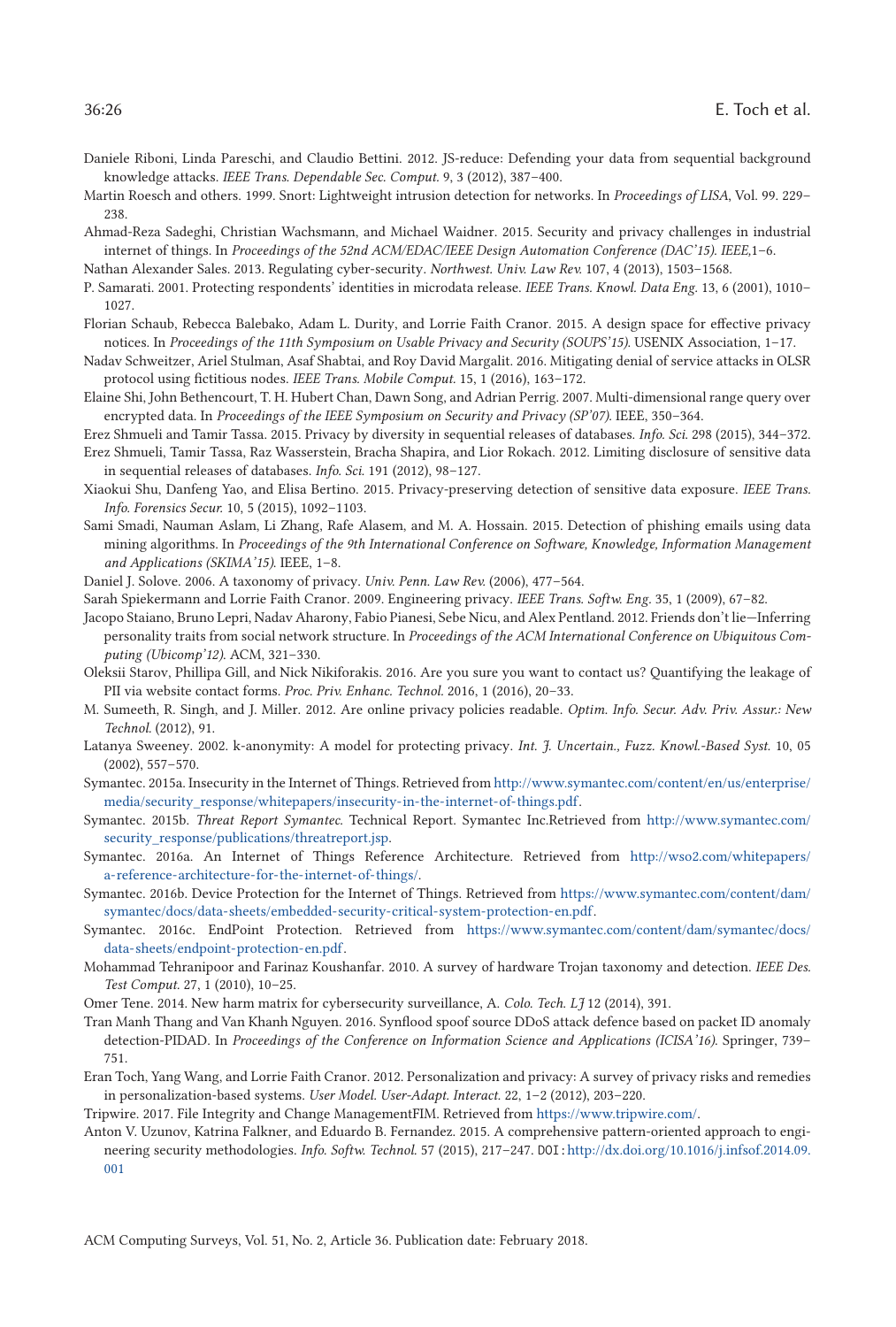Daniele Riboni, Linda Pareschi, and Claudio Bettini. 2012. JS-reduce: Defending your data from sequential background knowledge attacks. *IEEE Trans. Dependable Sec. Comput.* 9, 3 (2012), 387–400.

Martin Roesch and others. 1999. Snort: Lightweight intrusion detection for networks. In *Proceedings of LISA*, Vol. 99. 229–238.

Ahmad-Reza Sadeghi, Christian Wachsmann, and Michael Waidner. 2015. Security and privacy challenges in industrial internet of things. In *Proceedings of the 52nd ACM/EDAC/IEEE Design Automation Conference (DAC'15). IEEE*,1–6.

Nathan Alexander Sales. 2013. Regulating cyber-security. *Northwest. Univ. Law Rev.* 107, 4 (2013), 1503–1568.

P. Samarati. 2001. Protecting respondents' identities in microdata release. *IEEE Trans. Knowl. Data Eng.* 13, 6 (2001), 1010–1027.

Florian Schaub, Rebecca Balebako, Adam L. Durity, and Lorrie Faith Cranor. 2015. A design space for effective privacy notices. In *Proceedings of the 11th Symposium on Usable Privacy and Security (SOUPS'15)*. USENIX Association, 1–17.

Nadav Schweitzer, Ariel Stulman, Asaf Shabtai, and Roy David Margalit. 2016. Mitigating denial of service attacks in OLSR protocol using fictitious nodes. *IEEE Trans. Mobile Comput.* 15, 1 (2016), 163–172.

Elaine Shi, John Bethencourt, T. H. Hubert Chan, Dawn Song, and Adrian Perrig. 2007. Multi-dimensional range query over encrypted data. In *Proceedings of the IEEE Symposium on Security and Privacy (SP'07)*. IEEE, 350–364.

Erez Shmueli and Tamir Tassa. 2015. Privacy by diversity in sequential releases of databases. *Info. Sci.* 298 (2015), 344–372.

Erez Shmueli, Tamir Tassa, Raz Wasserstein, Bracha Shapira, and Lior Rokach. 2012. Limiting disclosure of sensitive data in sequential releases of databases. *Info. Sci.* 191 (2012), 98–127.

Xiaokui Shu, Danfeng Yao, and Elisa Bertino. 2015. Privacy-preserving detection of sensitive data exposure. *IEEE Trans. Info. Forensics Secur.* 10, 5 (2015), 1092–1103.

Sami Smadi, Nauman Aslam, Li Zhang, Rafe Alasem, and M. A. Hossain. 2015. Detection of phishing emails using data mining algorithms. In *Proceedings of the 9th International Conference on Software, Knowledge, Information Management and Applications (SKIMA'15)*. IEEE, 1–8.

Daniel J. Solove. 2006. A taxonomy of privacy. *Univ. Penn. Law Rev.* (2006), 477–564.

Sarah Spiekermann and Lorrie Faith Cranor. 2009. Engineering privacy. *IEEE Trans. Softw. Eng.* 35, 1 (2009), 67–82.

Jacopo Staiano, Bruno Lepri, Nadav Aharony, Fabio Pianesi, Sebe Nicu, and Alex Pentland. 2012. Friends don't lie—Inferring personality traits from social network structure. In *Proceedings of the ACM International Conference on Ubiquitous Computing (Ubicomp'12)*. ACM, 321–330.

Oleksii Starov, Phillipa Gill, and Nick Nikiforakis. 2016. Are you sure you want to contact us? Quantifying the leakage of PII via website contact forms. *Proc. Priv. Enhanc. Technol.* 2016, 1 (2016), 20–33.

M. Sumeeth, R. Singh, and J. Miller. 2012. Are online privacy policies readable. *Optim. Info. Secur. Adv. Priv. Assur.: New Technol.* (2012), 91.

Latanya Sweeney. 2002. k-anonymity: A model for protecting privacy. *Int. J. Uncertain., Fuzz. Knowl.-Based Syst.* 10, 05 (2002), 557–570.

Symantec. 2015a. Insecurity in the Internet of Things. Retrieved from http://www.symantec.com/content/en/us/enterprise/media/security_response/whitepapers/insecurity-in-the-internet-of-things.pdf.

Symantec. 2015b. *Threat Report Symantec.* Technical Report. Symantec Inc.Retrieved from http://www.symantec.com/security_response/publications/threatreport.jsp.

Symantec. 2016a. An Internet of Things Reference Architecture. Retrieved from http://wso2.com/whitepapers/a-reference-architecture-for-the-internet-of-things/.

Symantec. 2016b. Device Protection for the Internet of Things. Retrieved from https://www.symantec.com/content/dam/symantec/docs/data-sheets/embedded-security-critical-system-protection-en.pdf.

Symantec. 2016c. EndPoint Protection. Retrieved from https://www.symantec.com/content/dam/symantec/docs/data-sheets/endpoint-protection-en.pdf.

Mohammad Tehranipoor and Farinaz Koushanfar. 2010. A survey of hardware Trojan taxonomy and detection. *IEEE Des. Test Comput.* 27, 1 (2010), 10–25.

Omer Tene. 2014. New harm matrix for cybersecurity surveillance, A. *Colo. Tech. LJ* 12 (2014), 391.

Tran Manh Thang and Van Khanh Nguyen. 2016. Synflood spoof source DDoS attack defence based on packet ID anomaly detection-PIDAD. In *Proceedings of the Conference on Information Science and Applications (ICISA'16)*. Springer, 739–751.

Eran Toch, Yang Wang, and Lorrie Faith Cranor. 2012. Personalization and privacy: A survey of privacy risks and remedies in personalization-based systems. *User Model. User-Adapt. Interact.* 22, 1–2 (2012), 203–220.

Tripwire. 2017. File Integrity and Change ManagementFIM. Retrieved from https://www.tripwire.com/.

Anton V. Uzunov, Katrina Falkner, and Eduardo B. Fernandez. 2015. A comprehensive pattern-oriented approach to engineering security methodologies. *Info. Softw. Technol.* 57 (2015), 217–247. DOI: http://dx.doi.org/10.1016/j.infsof.2014.09.001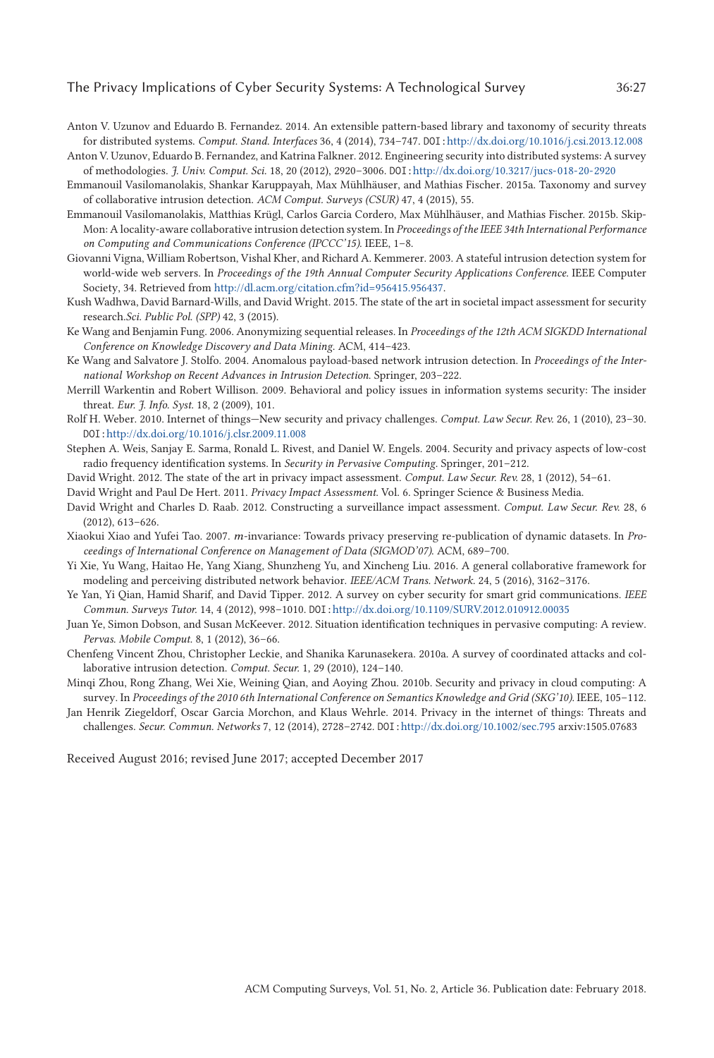Anton V. Uzunov and Eduardo B. Fernandez. 2014. An extensible pattern-based library and taxonomy of security threats for distributed systems. *Comput. Stand. Interfaces* 36, 4 (2014), 734–747. DOI: http://dx.doi.org/10.1016/j.csi.2013.12.008

Anton V. Uzunov, Eduardo B. Fernandez, and Katrina Falkner. 2012. Engineering security into distributed systems: A survey of methodologies. *J. Univ. Comput. Sci.* 18, 20 (2012), 2920–3006. DOI: http://dx.doi.org/10.3217/jucs-018-20-2920

Emmanouil Vasilomanolakis, Shankar Karuppayah, Max Mühlhäuser, and Mathias Fischer. 2015a. Taxonomy and survey of collaborative intrusion detection. *ACM Comput. Surveys (CSUR)* 47, 4 (2015), 55.

Emmanouil Vasilomanolakis, Matthias Krügl, Carlos Garcia Cordero, Max Mühlhäuser, and Mathias Fischer. 2015b. SkipMon: A locality-aware collaborative intrusion detection system. In *Proceedings of the IEEE 34th International Performance on Computing and Communications Conference (IPCCC'15)*. IEEE, 1–8.

Giovanni Vigna, William Robertson, Vishal Kher, and Richard A. Kemmerer. 2003. A stateful intrusion detection system for world-wide web servers. In *Proceedings of the 19th Annual Computer Security Applications Conference*. IEEE Computer Society, 34. Retrieved from http://dl.acm.org/citation.cfm?id=956415.956437.

Kush Wadhwa, David Barnard-Wills, and David Wright. 2015. The state of the art in societal impact assessment for security research. *Sci. Public Pol. (SPP)* 42, 3 (2015).

Ke Wang and Benjamin Fung. 2006. Anonymizing sequential releases. In *Proceedings of the 12th ACM SIGKDD International Conference on Knowledge Discovery and Data Mining*. ACM, 414–423.

Ke Wang and Salvatore J. Stolfo. 2004. Anomalous payload-based network intrusion detection. In *Proceedings of the International Workshop on Recent Advances in Intrusion Detection*. Springer, 203–222.

Merrill Warkentin and Robert Willison. 2009. Behavioral and policy issues in information systems security: The insider threat. *Eur. J. Info. Syst.* 18, 2 (2009), 101.

Rolf H. Weber. 2010. Internet of things—New security and privacy challenges. *Comput. Law Secur. Rev.* 26, 1 (2010), 23–30. DOI: http://dx.doi.org/10.1016/j.clsr.2009.11.008

Stephen A. Weis, Sanjay E. Sarma, Ronald L. Rivest, and Daniel W. Engels. 2004. Security and privacy aspects of low-cost radio frequency identification systems. In *Security in Pervasive Computing*. Springer, 201–212.

David Wright. 2012. The state of the art in privacy impact assessment. *Comput. Law Secur. Rev.* 28, 1 (2012), 54–61.

David Wright and Paul De Hert. 2011. *Privacy Impact Assessment*. Vol. 6. Springer Science & Business Media.

David Wright and Charles D. Raab. 2012. Constructing a surveillance impact assessment. *Comput. Law Secur. Rev.* 28, 6 (2012), 613–626.

Xiaokui Xiao and Yufei Tao. 2007. *m*-invariance: Towards privacy preserving re-publication of dynamic datasets. In *Proceedings of International Conference on Management of Data (SIGMOD'07)*. ACM, 689–700.

Yi Xie, Yu Wang, Haitao He, Yang Xiang, Shunzheng Yu, and Xincheng Liu. 2016. A general collaborative framework for modeling and perceiving distributed network behavior. *IEEE/ACM Trans. Network.* 24, 5 (2016), 3162–3176.

Ye Yan, Yi Qian, Hamid Sharif, and David Tipper. 2012. A survey on cyber security for smart grid communications. *IEEE Commun. Surveys Tutor.* 14, 4 (2012), 998–1010. DOI: http://dx.doi.org/10.1109/SURV.2012.010912.00035

Juan Ye, Simon Dobson, and Susan McKeever. 2012. Situation identification techniques in pervasive computing: A review. *Pervas. Mobile Comput.* 8, 1 (2012), 36–66.

Chenfeng Vincent Zhou, Christopher Leckie, and Shanika Karunasekera. 2010a. A survey of coordinated attacks and collaborative intrusion detection. *Comput. Secur.* 1, 29 (2010), 124–140.

Minqi Zhou, Rong Zhang, Wei Xie, Weining Qian, and Aoying Zhou. 2010b. Security and privacy in cloud computing: A survey. In *Proceedings of the 2010 6th International Conference on Semantics Knowledge and Grid (SKG'10)*. IEEE, 105–112.

Jan Henrik Ziegeldorf, Oscar Garcia Morchon, and Klaus Wehrle. 2014. Privacy in the internet of things: Threats and challenges. *Secur. Commun. Networks* 7, 12 (2014), 2728–2742. DOI: http://dx.doi.org/10.1002/sec.795 arxiv:1505.07683

Received August 2016; revised June 2017; accepted December 2017